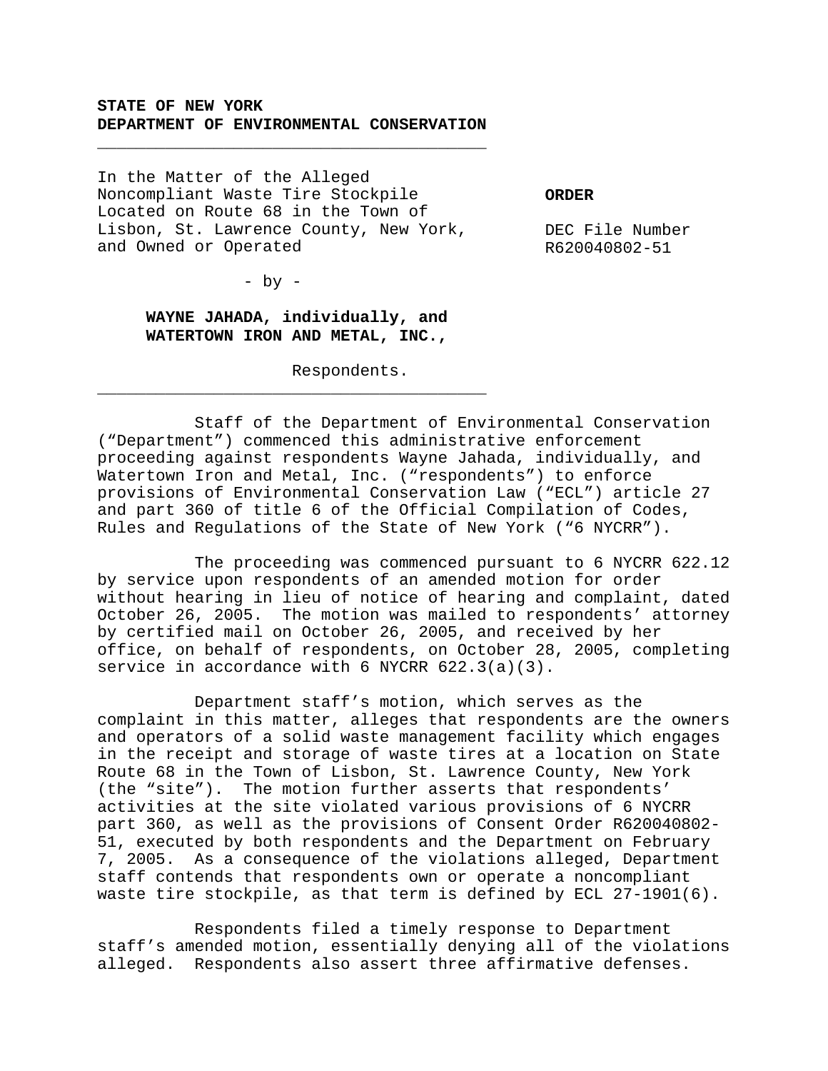**STATE OF NEW YORK**
**DEPARTMENT OF ENVIRONMENTAL CONSERVATION**

---

In the Matter of the Alleged Noncompliant Waste Tire Stockpile Located on Route 68 in the Town of Lisbon, St. Lawrence County, New York, and Owned or Operated

- by -

**WAYNE JAHADA, individually, and WATERTOWN IRON AND METAL, INC.,**

Respondents.

---

**ORDER**

DEC File Number R620040802-51

Staff of the Department of Environmental Conservation ("Department") commenced this administrative enforcement proceeding against respondents Wayne Jahada, individually, and Watertown Iron and Metal, Inc. ("respondents") to enforce provisions of Environmental Conservation Law ("ECL") article 27 and part 360 of title 6 of the Official Compilation of Codes, Rules and Regulations of the State of New York ("6 NYCRR").

The proceeding was commenced pursuant to 6 NYCRR 622.12 by service upon respondents of an amended motion for order without hearing in lieu of notice of hearing and complaint, dated October 26, 2005. The motion was mailed to respondents' attorney by certified mail on October 26, 2005, and received by her office, on behalf of respondents, on October 28, 2005, completing service in accordance with 6 NYCRR 622.3(a)(3).

Department staff's motion, which serves as the complaint in this matter, alleges that respondents are the owners and operators of a solid waste management facility which engages in the receipt and storage of waste tires at a location on State Route 68 in the Town of Lisbon, St. Lawrence County, New York (the "site"). The motion further asserts that respondents' activities at the site violated various provisions of 6 NYCRR part 360, as well as the provisions of Consent Order R620040802-51, executed by both respondents and the Department on February 7, 2005. As a consequence of the violations alleged, Department staff contends that respondents own or operate a noncompliant waste tire stockpile, as that term is defined by ECL 27-1901(6).

Respondents filed a timely response to Department staff's amended motion, essentially denying all of the violations alleged. Respondents also assert three affirmative defenses.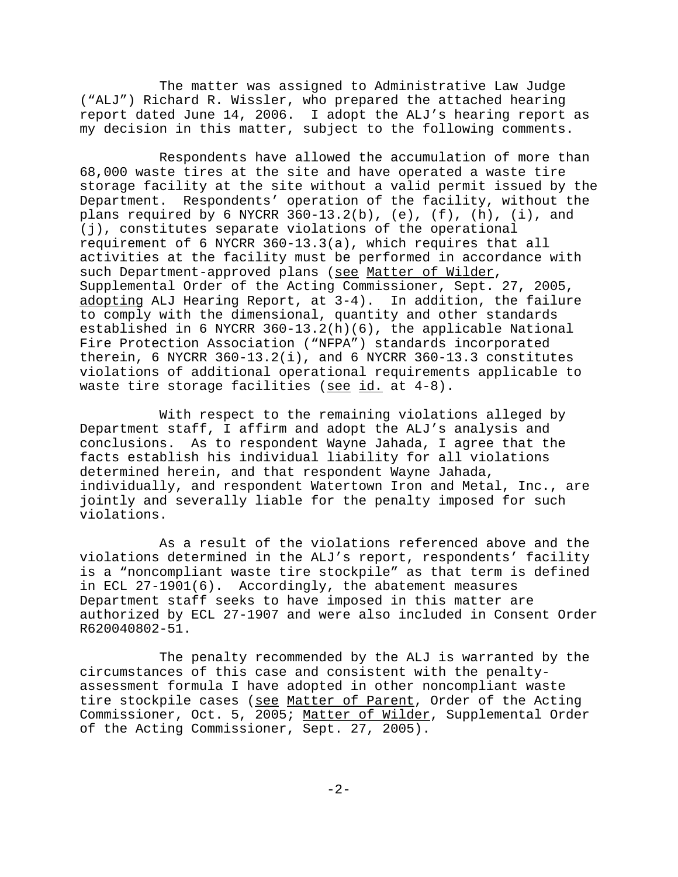The matter was assigned to Administrative Law Judge ("ALJ") Richard R. Wissler, who prepared the attached hearing report dated June 14, 2006. I adopt the ALJ's hearing report as my decision in this matter, subject to the following comments.

Respondents have allowed the accumulation of more than 68,000 waste tires at the site and have operated a waste tire storage facility at the site without a valid permit issued by the Department. Respondents' operation of the facility, without the plans required by 6 NYCRR 360-13.2(b), (e), (f), (h), (i), and (j), constitutes separate violations of the operational requirement of 6 NYCRR 360-13.3(a), which requires that all activities at the facility must be performed in accordance with such Department-approved plans (see Matter of Wilder, Supplemental Order of the Acting Commissioner, Sept. 27, 2005, adopting ALJ Hearing Report, at 3-4). In addition, the failure to comply with the dimensional, quantity and other standards established in 6 NYCRR 360-13.2(h)(6), the applicable National Fire Protection Association ("NFPA") standards incorporated therein, 6 NYCRR 360-13.2(i), and 6 NYCRR 360-13.3 constitutes violations of additional operational requirements applicable to waste tire storage facilities (see id. at 4-8).

With respect to the remaining violations alleged by Department staff, I affirm and adopt the ALJ's analysis and conclusions. As to respondent Wayne Jahada, I agree that the facts establish his individual liability for all violations determined herein, and that respondent Wayne Jahada, individually, and respondent Watertown Iron and Metal, Inc., are jointly and severally liable for the penalty imposed for such violations.

As a result of the violations referenced above and the violations determined in the ALJ's report, respondents' facility is a "noncompliant waste tire stockpile" as that term is defined in ECL 27-1901(6). Accordingly, the abatement measures Department staff seeks to have imposed in this matter are authorized by ECL 27-1907 and were also included in Consent Order R620040802-51.

The penalty recommended by the ALJ is warranted by the circumstances of this case and consistent with the penalty-assessment formula I have adopted in other noncompliant waste tire stockpile cases (see Matter of Parent, Order of the Acting Commissioner, Oct. 5, 2005; Matter of Wilder, Supplemental Order of the Acting Commissioner, Sept. 27, 2005).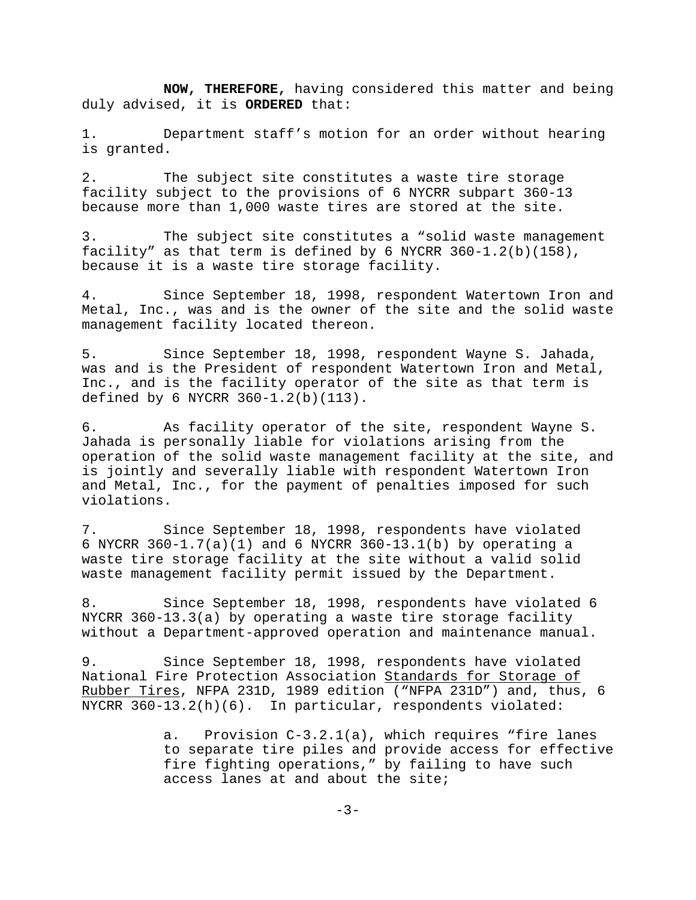**NOW, THEREFORE,** having considered this matter and being duly advised, it is **ORDERED** that:

1. Department staff’s motion for an order without hearing is granted.

2. The subject site constitutes a waste tire storage facility subject to the provisions of 6 NYCRR subpart 360-13 because more than 1,000 waste tires are stored at the site.

3. The subject site constitutes a “solid waste management facility” as that term is defined by 6 NYCRR 360-1.2(b)(158), because it is a waste tire storage facility.

4. Since September 18, 1998, respondent Watertown Iron and Metal, Inc., was and is the owner of the site and the solid waste management facility located thereon.

5. Since September 18, 1998, respondent Wayne S. Jahada, was and is the President of respondent Watertown Iron and Metal, Inc., and is the facility operator of the site as that term is defined by 6 NYCRR 360-1.2(b)(113).

6. As facility operator of the site, respondent Wayne S. Jahada is personally liable for violations arising from the operation of the solid waste management facility at the site, and is jointly and severally liable with respondent Watertown Iron and Metal, Inc., for the payment of penalties imposed for such violations.

7. Since September 18, 1998, respondents have violated 6 NYCRR 360-1.7(a)(1) and 6 NYCRR 360-13.1(b) by operating a waste tire storage facility at the site without a valid solid waste management facility permit issued by the Department.

8. Since September 18, 1998, respondents have violated 6 NYCRR 360-13.3(a) by operating a waste tire storage facility without a Department-approved operation and maintenance manual.

9. Since September 18, 1998, respondents have violated National Fire Protection Association Standards for Storage of Rubber Tires, NFPA 231D, 1989 edition (“NFPA 231D”) and, thus, 6 NYCRR 360-13.2(h)(6). In particular, respondents violated:

   a. Provision C-3.2.1(a), which requires “fire lanes to separate tire piles and provide access for effective fire fighting operations,” by failing to have such access lanes at and about the site;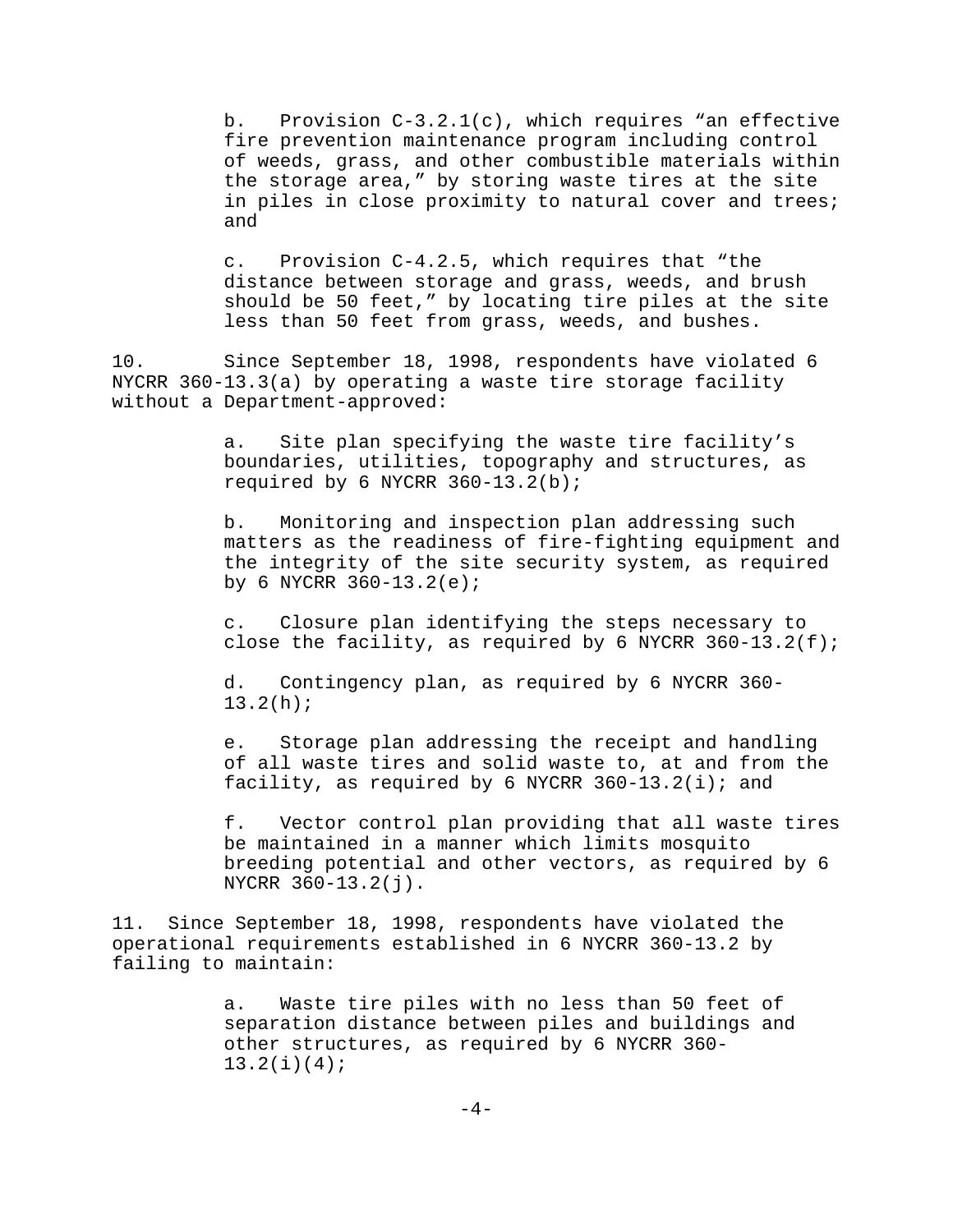b. Provision C-3.2.1(c), which requires “an effective fire prevention maintenance program including control of weeds, grass, and other combustible materials within the storage area,” by storing waste tires at the site in piles in close proximity to natural cover and trees; and

c. Provision C-4.2.5, which requires that “the distance between storage and grass, weeds, and brush should be 50 feet,” by locating tire piles at the site less than 50 feet from grass, weeds, and bushes.

10. Since September 18, 1998, respondents have violated 6 NYCRR 360-13.3(a) by operating a waste tire storage facility without a Department-approved:

a. Site plan specifying the waste tire facility’s boundaries, utilities, topography and structures, as required by 6 NYCRR 360-13.2(b);

b. Monitoring and inspection plan addressing such matters as the readiness of fire-fighting equipment and the integrity of the site security system, as required by 6 NYCRR 360-13.2(e);

c. Closure plan identifying the steps necessary to close the facility, as required by 6 NYCRR 360-13.2(f);

d. Contingency plan, as required by 6 NYCRR 360-13.2(h);

e. Storage plan addressing the receipt and handling of all waste tires and solid waste to, at and from the facility, as required by 6 NYCRR 360-13.2(i); and

f. Vector control plan providing that all waste tires be maintained in a manner which limits mosquito breeding potential and other vectors, as required by 6 NYCRR 360-13.2(j).

11. Since September 18, 1998, respondents have violated the operational requirements established in 6 NYCRR 360-13.2 by failing to maintain:

a. Waste tire piles with no less than 50 feet of separation distance between piles and buildings and other structures, as required by 6 NYCRR 360-13.2(i)(4);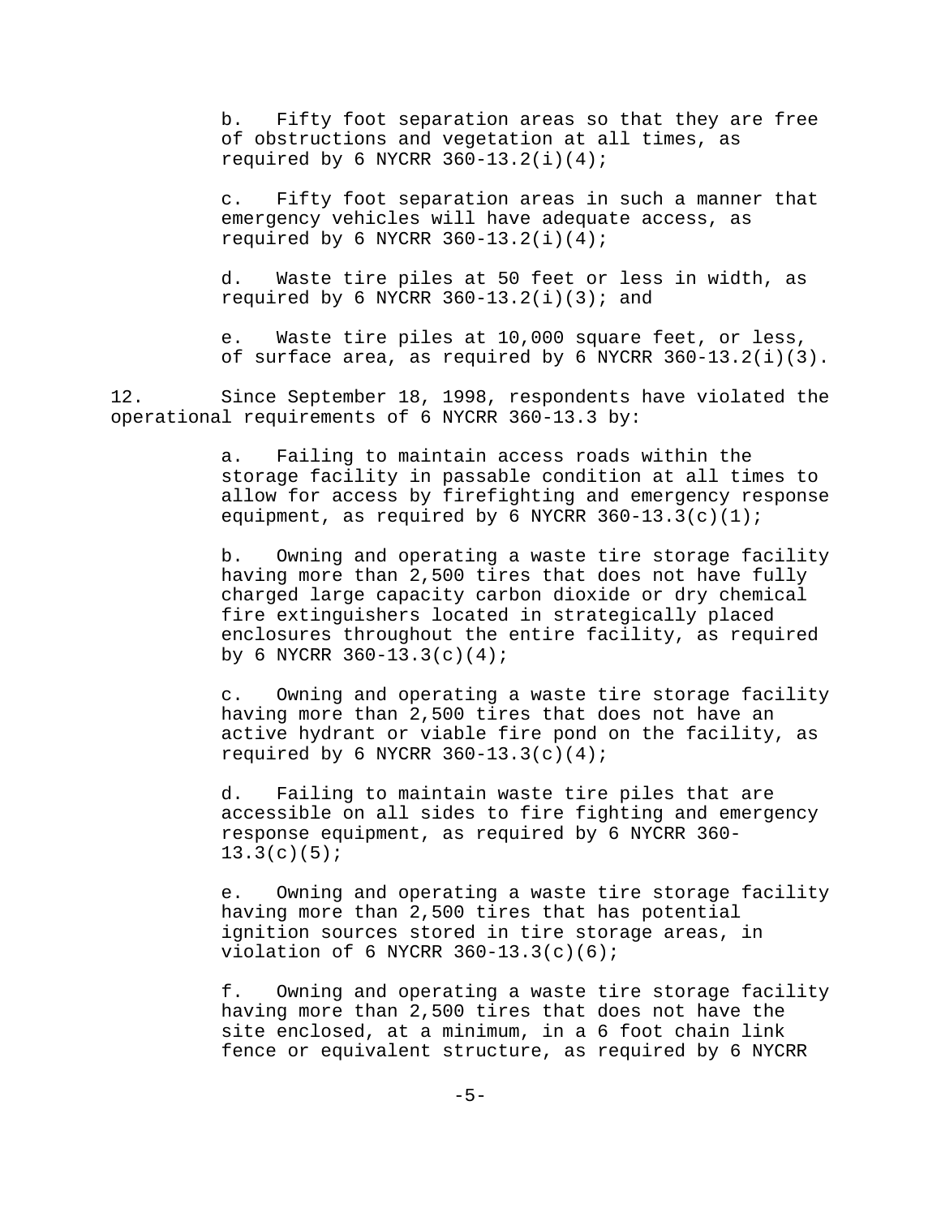b. Fifty foot separation areas so that they are free of obstructions and vegetation at all times, as required by 6 NYCRR 360-13.2(i)(4);

c. Fifty foot separation areas in such a manner that emergency vehicles will have adequate access, as required by 6 NYCRR 360-13.2(i)(4);

d. Waste tire piles at 50 feet or less in width, as required by 6 NYCRR 360-13.2(i)(3); and

e. Waste tire piles at 10,000 square feet, or less, of surface area, as required by 6 NYCRR 360-13.2(i)(3).

12. Since September 18, 1998, respondents have violated the operational requirements of 6 NYCRR 360-13.3 by:

a. Failing to maintain access roads within the storage facility in passable condition at all times to allow for access by firefighting and emergency response equipment, as required by 6 NYCRR 360-13.3(c)(1);

b. Owning and operating a waste tire storage facility having more than 2,500 tires that does not have fully charged large capacity carbon dioxide or dry chemical fire extinguishers located in strategically placed enclosures throughout the entire facility, as required by 6 NYCRR 360-13.3(c)(4);

c. Owning and operating a waste tire storage facility having more than 2,500 tires that does not have an active hydrant or viable fire pond on the facility, as required by 6 NYCRR 360-13.3(c)(4);

d. Failing to maintain waste tire piles that are accessible on all sides to fire fighting and emergency response equipment, as required by 6 NYCRR 360-13.3(c)(5);

e. Owning and operating a waste tire storage facility having more than 2,500 tires that has potential ignition sources stored in tire storage areas, in violation of 6 NYCRR 360-13.3(c)(6);

f. Owning and operating a waste tire storage facility having more than 2,500 tires that does not have the site enclosed, at a minimum, in a 6 foot chain link fence or equivalent structure, as required by 6 NYCRR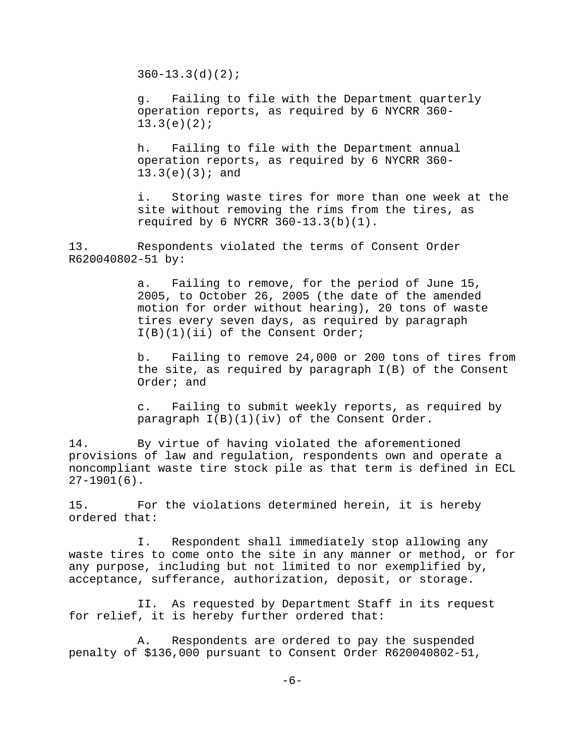360-13.3(d)(2);

g. Failing to file with the Department quarterly operation reports, as required by 6 NYCRR 360-13.3(e)(2);

h. Failing to file with the Department annual operation reports, as required by 6 NYCRR 360-13.3(e)(3); and

i. Storing waste tires for more than one week at the site without removing the rims from the tires, as required by 6 NYCRR 360-13.3(b)(1).

13. Respondents violated the terms of Consent Order R620040802-51 by:

a. Failing to remove, for the period of June 15, 2005, to October 26, 2005 (the date of the amended motion for order without hearing), 20 tons of waste tires every seven days, as required by paragraph I(B)(1)(ii) of the Consent Order;

b. Failing to remove 24,000 or 200 tons of tires from the site, as required by paragraph I(B) of the Consent Order; and

c. Failing to submit weekly reports, as required by paragraph I(B)(1)(iv) of the Consent Order.

14. By virtue of having violated the aforementioned provisions of law and regulation, respondents own and operate a noncompliant waste tire stock pile as that term is defined in ECL 27-1901(6).

15. For the violations determined herein, it is hereby ordered that:

I. Respondent shall immediately stop allowing any waste tires to come onto the site in any manner or method, or for any purpose, including but not limited to nor exemplified by, acceptance, sufferance, authorization, deposit, or storage.

II. As requested by Department Staff in its request for relief, it is hereby further ordered that:

A. Respondents are ordered to pay the suspended penalty of $136,000 pursuant to Consent Order R620040802-51,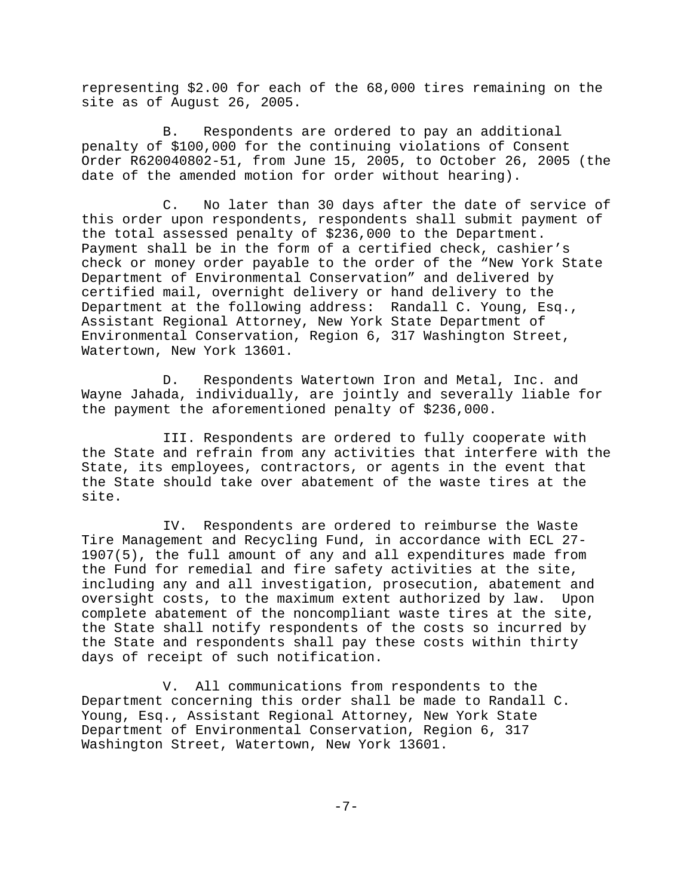representing $2.00 for each of the 68,000 tires remaining on the site as of August 26, 2005.

B. Respondents are ordered to pay an additional penalty of $100,000 for the continuing violations of Consent Order R620040802-51, from June 15, 2005, to October 26, 2005 (the date of the amended motion for order without hearing).

C. No later than 30 days after the date of service of this order upon respondents, respondents shall submit payment of the total assessed penalty of $236,000 to the Department. Payment shall be in the form of a certified check, cashier's check or money order payable to the order of the "New York State Department of Environmental Conservation" and delivered by certified mail, overnight delivery or hand delivery to the Department at the following address: Randall C. Young, Esq., Assistant Regional Attorney, New York State Department of Environmental Conservation, Region 6, 317 Washington Street, Watertown, New York 13601.

D. Respondents Watertown Iron and Metal, Inc. and Wayne Jahada, individually, are jointly and severally liable for the payment the aforementioned penalty of $236,000.

III. Respondents are ordered to fully cooperate with the State and refrain from any activities that interfere with the State, its employees, contractors, or agents in the event that the State should take over abatement of the waste tires at the site.

IV. Respondents are ordered to reimburse the Waste Tire Management and Recycling Fund, in accordance with ECL 27-1907(5), the full amount of any and all expenditures made from the Fund for remedial and fire safety activities at the site, including any and all investigation, prosecution, abatement and oversight costs, to the maximum extent authorized by law. Upon complete abatement of the noncompliant waste tires at the site, the State shall notify respondents of the costs so incurred by the State and respondents shall pay these costs within thirty days of receipt of such notification.

V. All communications from respondents to the Department concerning this order shall be made to Randall C. Young, Esq., Assistant Regional Attorney, New York State Department of Environmental Conservation, Region 6, 317 Washington Street, Watertown, New York 13601.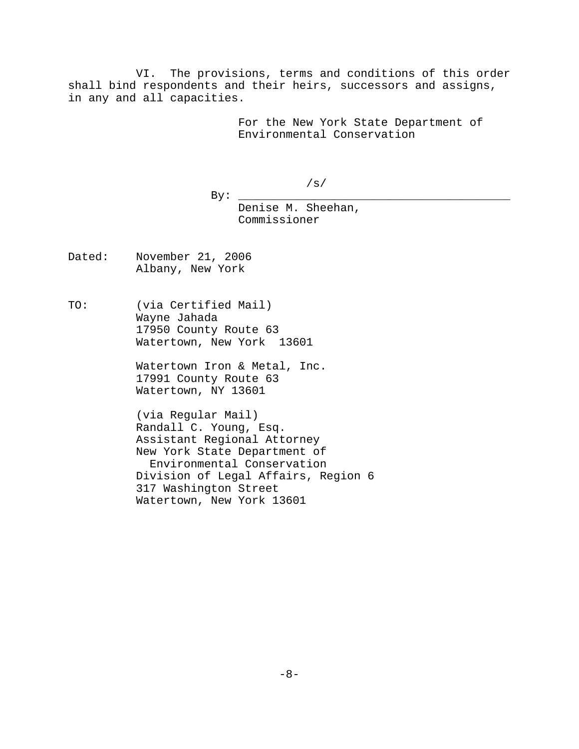VI. The provisions, terms and conditions of this order shall bind respondents and their heirs, successors and assigns, in any and all capacities.

For the New York State Department of Environmental Conservation

/s/

By: ________________________________________
Denise M. Sheehan,
Commissioner

Dated: November 21, 2006
Albany, New York

TO: (via Certified Mail)
Wayne Jahada
17950 County Route 63
Watertown, New York 13601

Watertown Iron & Metal, Inc.
17991 County Route 63
Watertown, NY 13601

(via Regular Mail)
Randall C. Young, Esq.
Assistant Regional Attorney
New York State Department of
Environmental Conservation
Division of Legal Affairs, Region 6
317 Washington Street
Watertown, New York 13601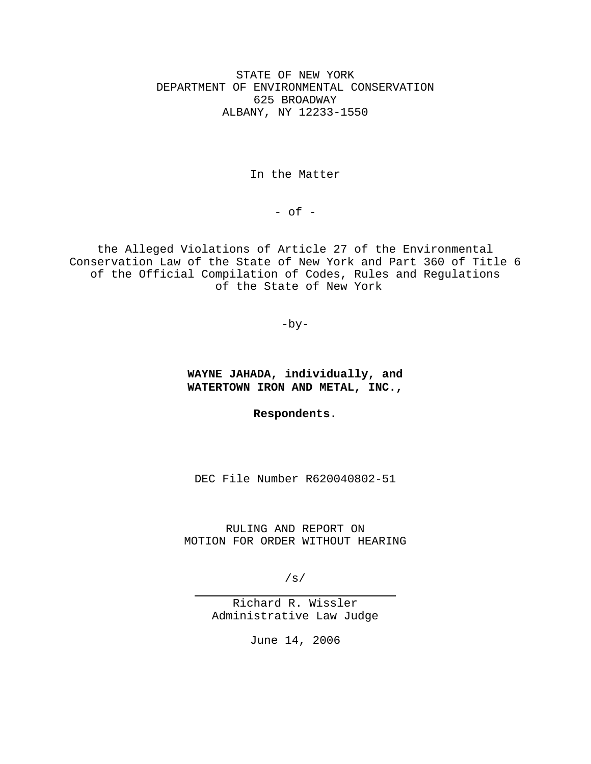STATE OF NEW YORK
DEPARTMENT OF ENVIRONMENTAL CONSERVATION
625 BROADWAY
ALBANY, NY 12233-1550

In the Matter

- of -

the Alleged Violations of Article 27 of the Environmental Conservation Law of the State of New York and Part 360 of Title 6 of the Official Compilation of Codes, Rules and Regulations of the State of New York

-by-

**WAYNE JAHADA, individually, and**
**WATERTOWN IRON AND METAL, INC.,**

**Respondents.**

DEC File Number R620040802-51

RULING AND REPORT ON
MOTION FOR ORDER WITHOUT HEARING

/s/

Richard R. Wissler
Administrative Law Judge

June 14, 2006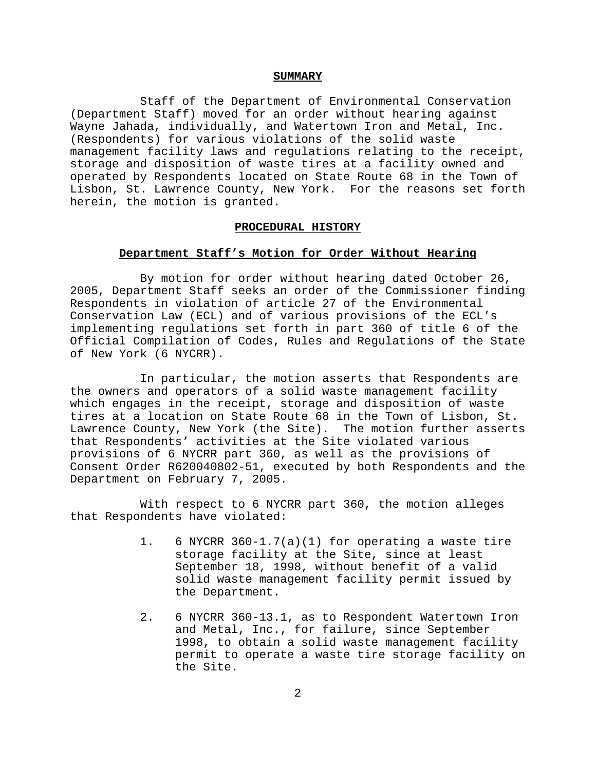## SUMMARY

Staff of the Department of Environmental Conservation (Department Staff) moved for an order without hearing against Wayne Jahada, individually, and Watertown Iron and Metal, Inc. (Respondents) for various violations of the solid waste management facility laws and regulations relating to the receipt, storage and disposition of waste tires at a facility owned and operated by Respondents located on State Route 68 in the Town of Lisbon, St. Lawrence County, New York. For the reasons set forth herein, the motion is granted.

## PROCEDURAL HISTORY

### Department Staff's Motion for Order Without Hearing

By motion for order without hearing dated October 26, 2005, Department Staff seeks an order of the Commissioner finding Respondents in violation of article 27 of the Environmental Conservation Law (ECL) and of various provisions of the ECL's implementing regulations set forth in part 360 of title 6 of the Official Compilation of Codes, Rules and Regulations of the State of New York (6 NYCRR).

In particular, the motion asserts that Respondents are the owners and operators of a solid waste management facility which engages in the receipt, storage and disposition of waste tires at a location on State Route 68 in the Town of Lisbon, St. Lawrence County, New York (the Site). The motion further asserts that Respondents' activities at the Site violated various provisions of 6 NYCRR part 360, as well as the provisions of Consent Order R620040802-51, executed by both Respondents and the Department on February 7, 2005.

With respect to 6 NYCRR part 360, the motion alleges that Respondents have violated:

1. 6 NYCRR 360-1.7(a)(1) for operating a waste tire storage facility at the Site, since at least September 18, 1998, without benefit of a valid solid waste management facility permit issued by the Department.
2. 6 NYCRR 360-13.1, as to Respondent Watertown Iron and Metal, Inc., for failure, since September 1998, to obtain a solid waste management facility permit to operate a waste tire storage facility on the Site.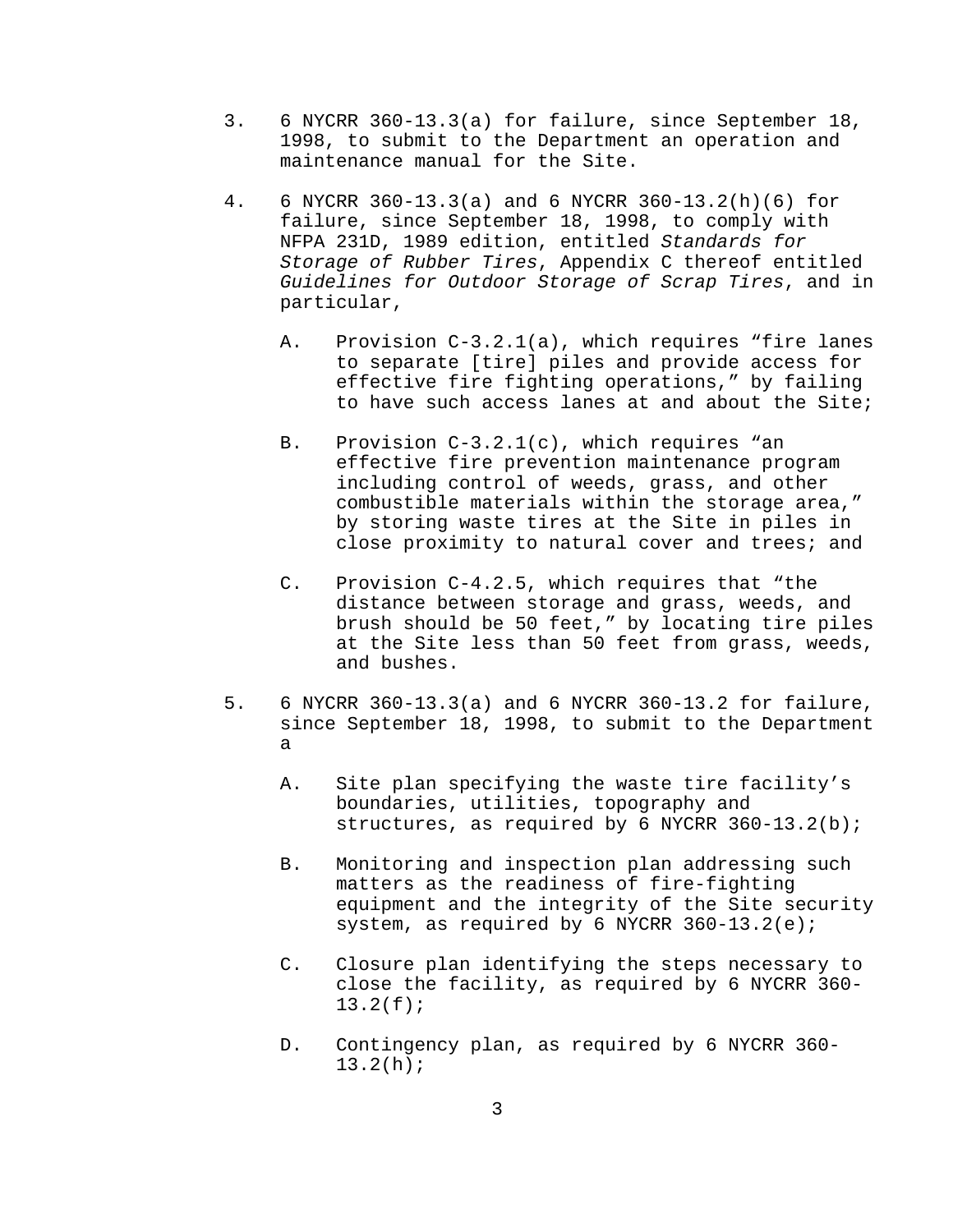3. 6 NYCRR 360-13.3(a) for failure, since September 18, 1998, to submit to the Department an operation and maintenance manual for the Site.

4. 6 NYCRR 360-13.3(a) and 6 NYCRR 360-13.2(h)(6) for failure, since September 18, 1998, to comply with NFPA 231D, 1989 edition, entitled *Standards for Storage of Rubber Tires*, Appendix C thereof entitled *Guidelines for Outdoor Storage of Scrap Tires*, and in particular,

   A. Provision C-3.2.1(a), which requires "fire lanes to separate [tire] piles and provide access for effective fire fighting operations," by failing to have such access lanes at and about the Site;

   B. Provision C-3.2.1(c), which requires "an effective fire prevention maintenance program including control of weeds, grass, and other combustible materials within the storage area," by storing waste tires at the Site in piles in close proximity to natural cover and trees; and

   C. Provision C-4.2.5, which requires that "the distance between storage and grass, weeds, and brush should be 50 feet," by locating tire piles at the Site less than 50 feet from grass, weeds, and bushes.

5. 6 NYCRR 360-13.3(a) and 6 NYCRR 360-13.2 for failure, since September 18, 1998, to submit to the Department a

   A. Site plan specifying the waste tire facility's boundaries, utilities, topography and structures, as required by 6 NYCRR 360-13.2(b);

   B. Monitoring and inspection plan addressing such matters as the readiness of fire-fighting equipment and the integrity of the Site security system, as required by 6 NYCRR 360-13.2(e);

   C. Closure plan identifying the steps necessary to close the facility, as required by 6 NYCRR 360-13.2(f);

   D. Contingency plan, as required by 6 NYCRR 360-13.2(h);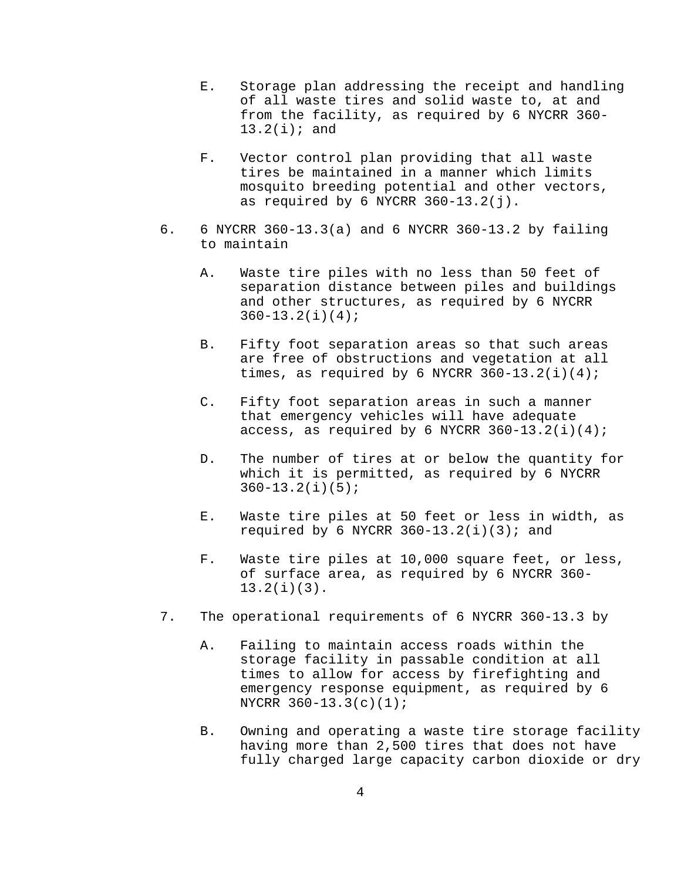E. Storage plan addressing the receipt and handling of all waste tires and solid waste to, at and from the facility, as required by 6 NYCRR 360-13.2(i); and

F. Vector control plan providing that all waste tires be maintained in a manner which limits mosquito breeding potential and other vectors, as required by 6 NYCRR 360-13.2(j).

6. 6 NYCRR 360-13.3(a) and 6 NYCRR 360-13.2 by failing to maintain

   A. Waste tire piles with no less than 50 feet of separation distance between piles and buildings and other structures, as required by 6 NYCRR 360-13.2(i)(4);

   B. Fifty foot separation areas so that such areas are free of obstructions and vegetation at all times, as required by 6 NYCRR 360-13.2(i)(4);

   C. Fifty foot separation areas in such a manner that emergency vehicles will have adequate access, as required by 6 NYCRR 360-13.2(i)(4);

   D. The number of tires at or below the quantity for which it is permitted, as required by 6 NYCRR 360-13.2(i)(5);

   E. Waste tire piles at 50 feet or less in width, as required by 6 NYCRR 360-13.2(i)(3); and

   F. Waste tire piles at 10,000 square feet, or less, of surface area, as required by 6 NYCRR 360-13.2(i)(3).

7. The operational requirements of 6 NYCRR 360-13.3 by

   A. Failing to maintain access roads within the storage facility in passable condition at all times to allow for access by firefighting and emergency response equipment, as required by 6 NYCRR 360-13.3(c)(1);

   B. Owning and operating a waste tire storage facility having more than 2,500 tires that does not have fully charged large capacity carbon dioxide or dry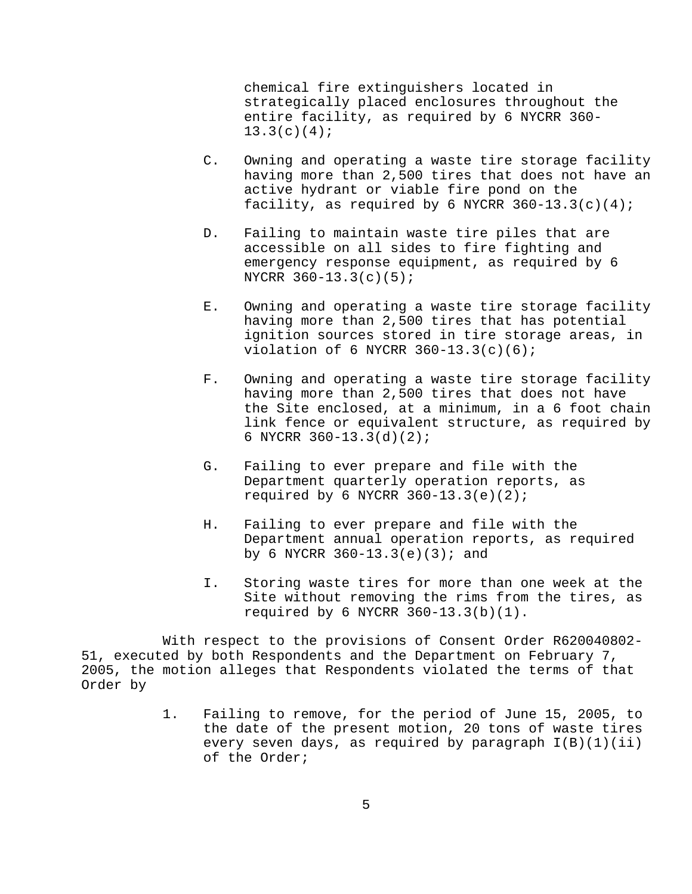chemical fire extinguishers located in strategically placed enclosures throughout the entire facility, as required by 6 NYCRR 360-13.3(c)(4);

C. Owning and operating a waste tire storage facility having more than 2,500 tires that does not have an active hydrant or viable fire pond on the facility, as required by 6 NYCRR 360-13.3(c)(4);

D. Failing to maintain waste tire piles that are accessible on all sides to fire fighting and emergency response equipment, as required by 6 NYCRR 360-13.3(c)(5);

E. Owning and operating a waste tire storage facility having more than 2,500 tires that has potential ignition sources stored in tire storage areas, in violation of 6 NYCRR 360-13.3(c)(6);

F. Owning and operating a waste tire storage facility having more than 2,500 tires that does not have the Site enclosed, at a minimum, in a 6 foot chain link fence or equivalent structure, as required by 6 NYCRR 360-13.3(d)(2);

G. Failing to ever prepare and file with the Department quarterly operation reports, as required by 6 NYCRR 360-13.3(e)(2);

H. Failing to ever prepare and file with the Department annual operation reports, as required by 6 NYCRR 360-13.3(e)(3); and

I. Storing waste tires for more than one week at the Site without removing the rims from the tires, as required by 6 NYCRR 360-13.3(b)(1).

With respect to the provisions of Consent Order R620040802-51, executed by both Respondents and the Department on February 7, 2005, the motion alleges that Respondents violated the terms of that Order by

1. Failing to remove, for the period of June 15, 2005, to the date of the present motion, 20 tons of waste tires every seven days, as required by paragraph I(B)(1)(ii) of the Order;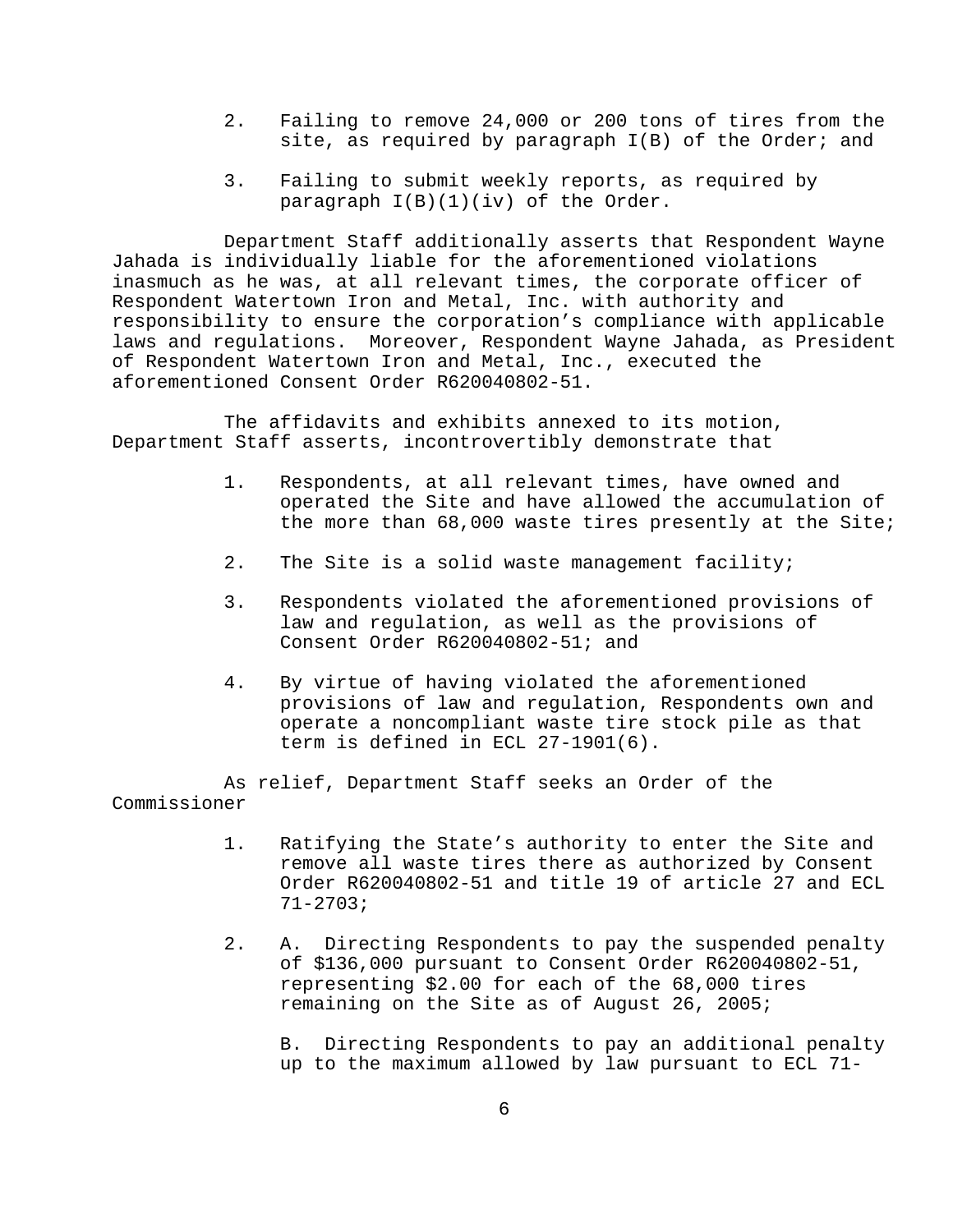2. Failing to remove 24,000 or 200 tons of tires from the site, as required by paragraph I(B) of the Order; and

3. Failing to submit weekly reports, as required by paragraph I(B)(1)(iv) of the Order.

Department Staff additionally asserts that Respondent Wayne Jahada is individually liable for the aforementioned violations inasmuch as he was, at all relevant times, the corporate officer of Respondent Watertown Iron and Metal, Inc. with authority and responsibility to ensure the corporation's compliance with applicable laws and regulations. Moreover, Respondent Wayne Jahada, as President of Respondent Watertown Iron and Metal, Inc., executed the aforementioned Consent Order R620040802-51.

The affidavits and exhibits annexed to its motion, Department Staff asserts, incontrovertibly demonstrate that

1. Respondents, at all relevant times, have owned and operated the Site and have allowed the accumulation of the more than 68,000 waste tires presently at the Site;

2. The Site is a solid waste management facility;

3. Respondents violated the aforementioned provisions of law and regulation, as well as the provisions of Consent Order R620040802-51; and

4. By virtue of having violated the aforementioned provisions of law and regulation, Respondents own and operate a noncompliant waste tire stock pile as that term is defined in ECL 27-1901(6).

As relief, Department Staff seeks an Order of the Commissioner

1. Ratifying the State's authority to enter the Site and remove all waste tires there as authorized by Consent Order R620040802-51 and title 19 of article 27 and ECL 71-2703;

2. A. Directing Respondents to pay the suspended penalty of $136,000 pursuant to Consent Order R620040802-51, representing $2.00 for each of the 68,000 tires remaining on the Site as of August 26, 2005;

   B. Directing Respondents to pay an additional penalty up to the maximum allowed by law pursuant to ECL 71-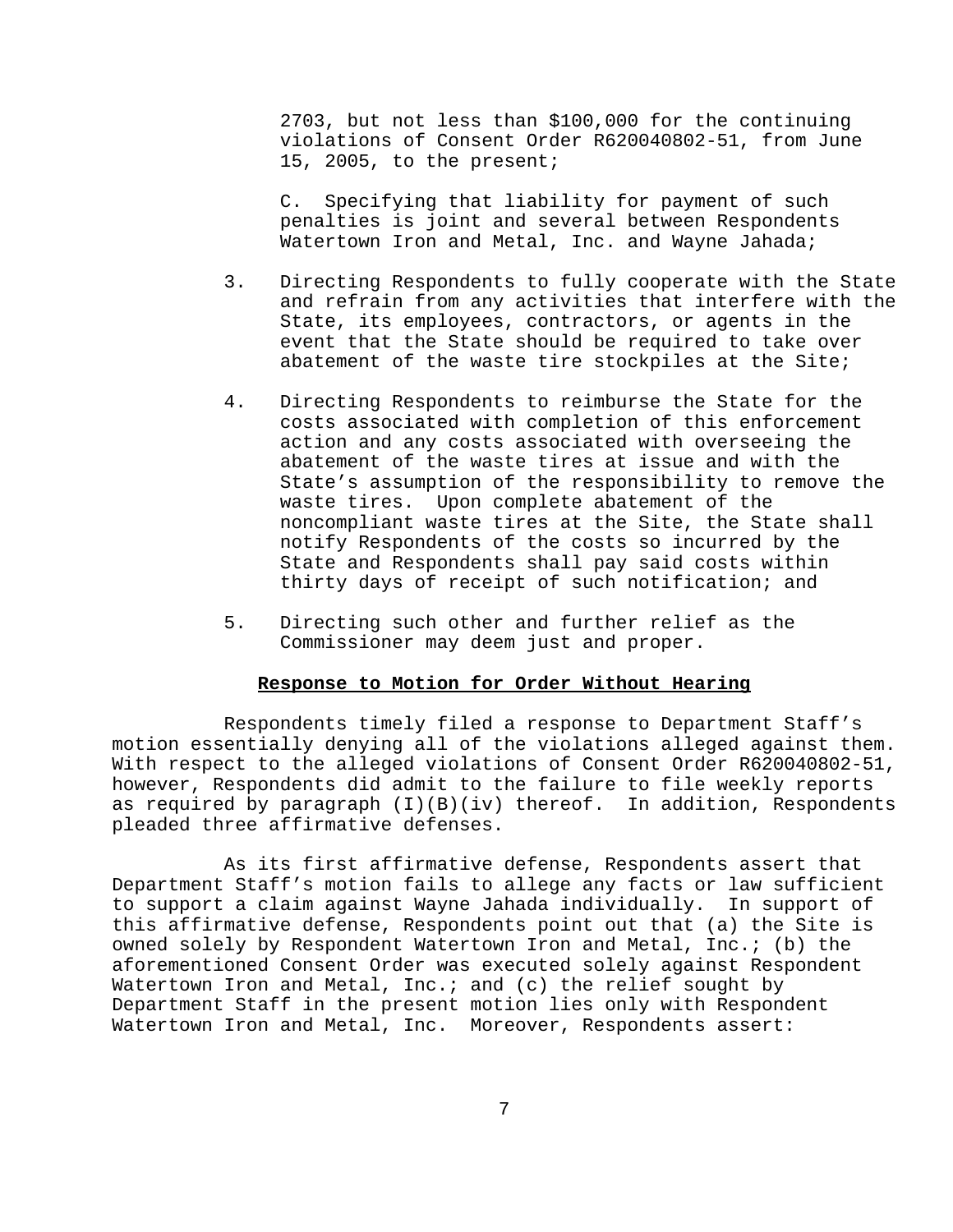2703, but not less than $100,000 for the continuing violations of Consent Order R620040802-51, from June 15, 2005, to the present;

C. Specifying that liability for payment of such penalties is joint and several between Respondents Watertown Iron and Metal, Inc. and Wayne Jahada;

3. Directing Respondents to fully cooperate with the State and refrain from any activities that interfere with the State, its employees, contractors, or agents in the event that the State should be required to take over abatement of the waste tire stockpiles at the Site;

4. Directing Respondents to reimburse the State for the costs associated with completion of this enforcement action and any costs associated with overseeing the abatement of the waste tires at issue and with the State's assumption of the responsibility to remove the waste tires. Upon complete abatement of the noncompliant waste tires at the Site, the State shall notify Respondents of the costs so incurred by the State and Respondents shall pay said costs within thirty days of receipt of such notification; and

5. Directing such other and further relief as the Commissioner may deem just and proper.

**Response to Motion for Order Without Hearing**

Respondents timely filed a response to Department Staff's motion essentially denying all of the violations alleged against them. With respect to the alleged violations of Consent Order R620040802-51, however, Respondents did admit to the failure to file weekly reports as required by paragraph (I)(B)(iv) thereof. In addition, Respondents pleaded three affirmative defenses.

As its first affirmative defense, Respondents assert that Department Staff's motion fails to allege any facts or law sufficient to support a claim against Wayne Jahada individually. In support of this affirmative defense, Respondents point out that (a) the Site is owned solely by Respondent Watertown Iron and Metal, Inc.; (b) the aforementioned Consent Order was executed solely against Respondent Watertown Iron and Metal, Inc.; and (c) the relief sought by Department Staff in the present motion lies only with Respondent Watertown Iron and Metal, Inc. Moreover, Respondents assert: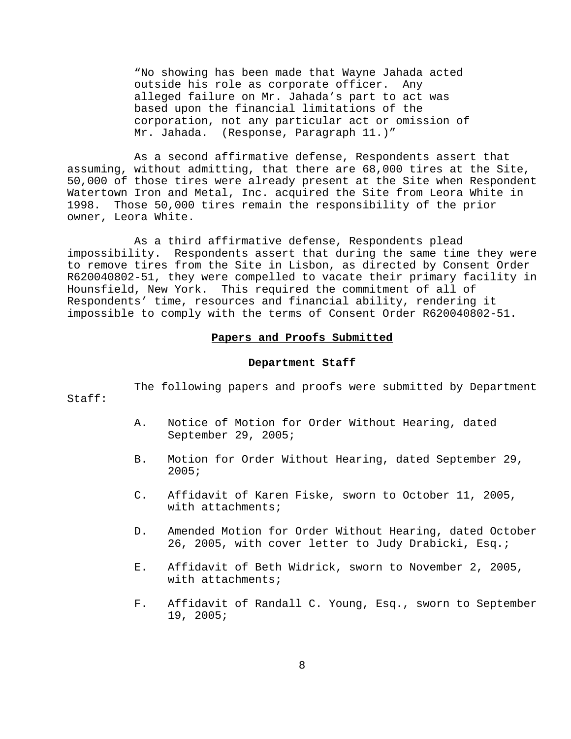> "No showing has been made that Wayne Jahada acted outside his role as corporate officer. Any alleged failure on Mr. Jahada's part to act was based upon the financial limitations of the corporation, not any particular act or omission of Mr. Jahada. (Response, Paragraph 11.)"

As a second affirmative defense, Respondents assert that assuming, without admitting, that there are 68,000 tires at the Site, 50,000 of those tires were already present at the Site when Respondent Watertown Iron and Metal, Inc. acquired the Site from Leora White in 1998. Those 50,000 tires remain the responsibility of the prior owner, Leora White.

As a third affirmative defense, Respondents plead impossibility. Respondents assert that during the same time they were to remove tires from the Site in Lisbon, as directed by Consent Order R620040802-51, they were compelled to vacate their primary facility in Hounsfield, New York. This required the commitment of all of Respondents' time, resources and financial ability, rendering it impossible to comply with the terms of Consent Order R620040802-51.

## Papers and Proofs Submitted

### Department Staff

The following papers and proofs were submitted by Department Staff:

A. Notice of Motion for Order Without Hearing, dated September 29, 2005;

B. Motion for Order Without Hearing, dated September 29, 2005;

C. Affidavit of Karen Fiske, sworn to October 11, 2005, with attachments;

D. Amended Motion for Order Without Hearing, dated October 26, 2005, with cover letter to Judy Drabicki, Esq.;

E. Affidavit of Beth Widrick, sworn to November 2, 2005, with attachments;

F. Affidavit of Randall C. Young, Esq., sworn to September 19, 2005;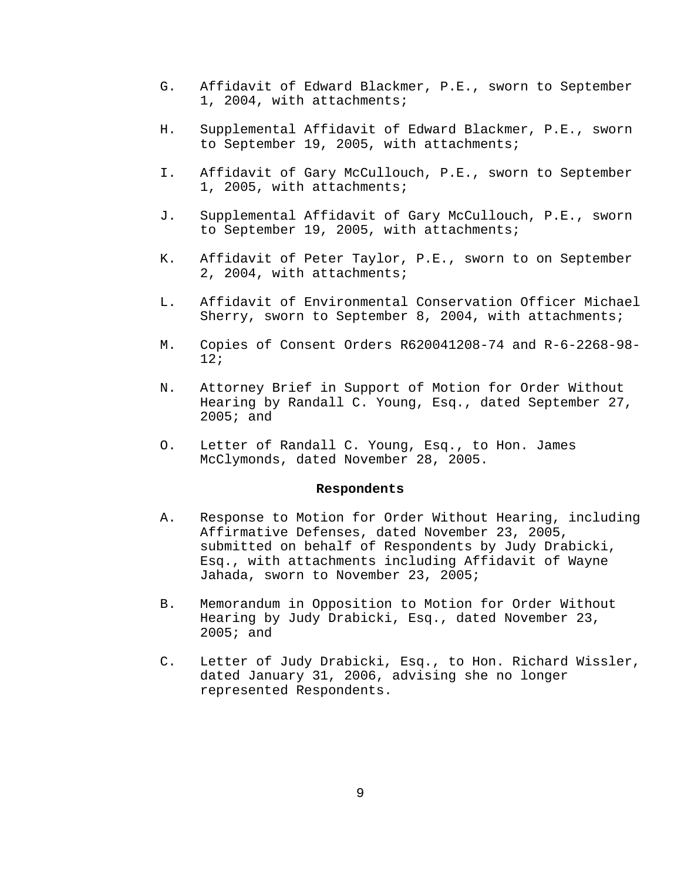G. Affidavit of Edward Blackmer, P.E., sworn to September 1, 2004, with attachments;

H. Supplemental Affidavit of Edward Blackmer, P.E., sworn to September 19, 2005, with attachments;

I. Affidavit of Gary McCullouch, P.E., sworn to September 1, 2005, with attachments;

J. Supplemental Affidavit of Gary McCullouch, P.E., sworn to September 19, 2005, with attachments;

K. Affidavit of Peter Taylor, P.E., sworn to on September 2, 2004, with attachments;

L. Affidavit of Environmental Conservation Officer Michael Sherry, sworn to September 8, 2004, with attachments;

M. Copies of Consent Orders R620041208-74 and R-6-2268-98-12;

N. Attorney Brief in Support of Motion for Order Without Hearing by Randall C. Young, Esq., dated September 27, 2005; and

O. Letter of Randall C. Young, Esq., to Hon. James McClymonds, dated November 28, 2005.

**Respondents**

A. Response to Motion for Order Without Hearing, including Affirmative Defenses, dated November 23, 2005, submitted on behalf of Respondents by Judy Drabicki, Esq., with attachments including Affidavit of Wayne Jahada, sworn to November 23, 2005;

B. Memorandum in Opposition to Motion for Order Without Hearing by Judy Drabicki, Esq., dated November 23, 2005; and

C. Letter of Judy Drabicki, Esq., to Hon. Richard Wissler, dated January 31, 2006, advising she no longer represented Respondents.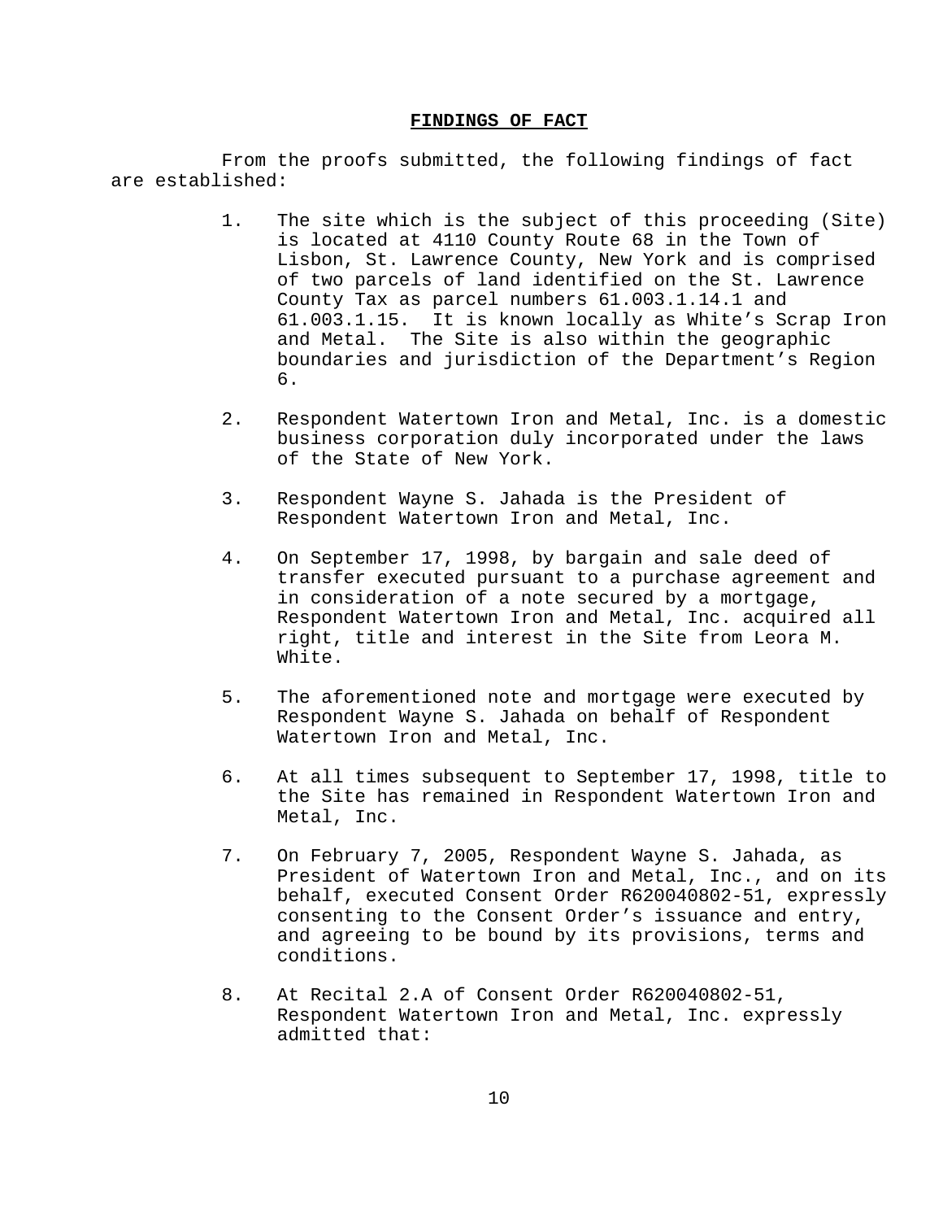## FINDINGS OF FACT

From the proofs submitted, the following findings of fact are established:

1. The site which is the subject of this proceeding (Site) is located at 4110 County Route 68 in the Town of Lisbon, St. Lawrence County, New York and is comprised of two parcels of land identified on the St. Lawrence County Tax as parcel numbers 61.003.1.14.1 and 61.003.1.15. It is known locally as White's Scrap Iron and Metal. The Site is also within the geographic boundaries and jurisdiction of the Department's Region 6.

2. Respondent Watertown Iron and Metal, Inc. is a domestic business corporation duly incorporated under the laws of the State of New York.

3. Respondent Wayne S. Jahada is the President of Respondent Watertown Iron and Metal, Inc.

4. On September 17, 1998, by bargain and sale deed of transfer executed pursuant to a purchase agreement and in consideration of a note secured by a mortgage, Respondent Watertown Iron and Metal, Inc. acquired all right, title and interest in the Site from Leora M. White.

5. The aforementioned note and mortgage were executed by Respondent Wayne S. Jahada on behalf of Respondent Watertown Iron and Metal, Inc.

6. At all times subsequent to September 17, 1998, title to the Site has remained in Respondent Watertown Iron and Metal, Inc.

7. On February 7, 2005, Respondent Wayne S. Jahada, as President of Watertown Iron and Metal, Inc., and on its behalf, executed Consent Order R620040802-51, expressly consenting to the Consent Order's issuance and entry, and agreeing to be bound by its provisions, terms and conditions.

8. At Recital 2.A of Consent Order R620040802-51, Respondent Watertown Iron and Metal, Inc. expressly admitted that: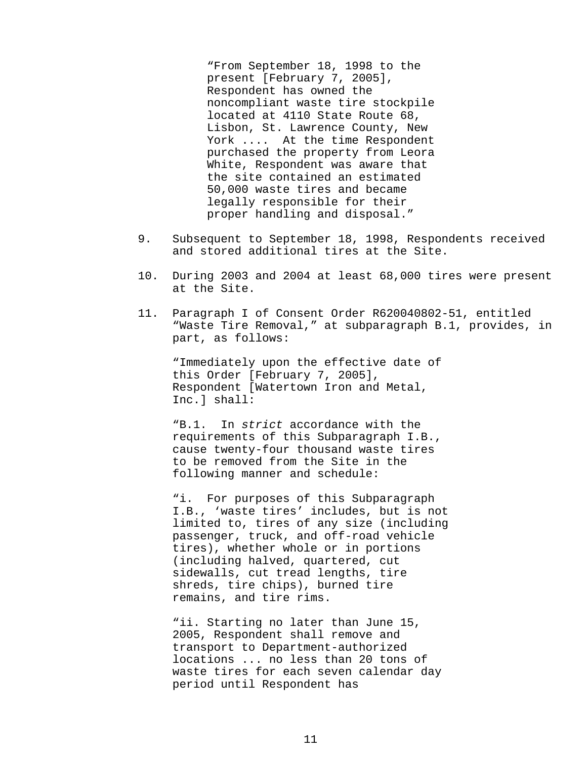> "From September 18, 1998 to the present [February 7, 2005], Respondent has owned the noncompliant waste tire stockpile located at 4110 State Route 68, Lisbon, St. Lawrence County, New York .... At the time Respondent purchased the property from Leora White, Respondent was aware that the site contained an estimated 50,000 waste tires and became legally responsible for their proper handling and disposal."

9. Subsequent to September 18, 1998, Respondents received and stored additional tires at the Site.

10. During 2003 and 2004 at least 68,000 tires were present at the Site.

11. Paragraph I of Consent Order R620040802-51, entitled "Waste Tire Removal," at subparagraph B.1, provides, in part, as follows:

    "Immediately upon the effective date of this Order [February 7, 2005], Respondent [Watertown Iron and Metal, Inc.] shall:

    "B.1. In *strict* accordance with the requirements of this Subparagraph I.B., cause twenty-four thousand waste tires to be removed from the Site in the following manner and schedule:

    "i. For purposes of this Subparagraph I.B., 'waste tires' includes, but is not limited to, tires of any size (including passenger, truck, and off-road vehicle tires), whether whole or in portions (including halved, quartered, cut sidewalls, cut tread lengths, tire shreds, tire chips), burned tire remains, and tire rims.

    "ii. Starting no later than June 15, 2005, Respondent shall remove and transport to Department-authorized locations ... no less than 20 tons of waste tires for each seven calendar day period until Respondent has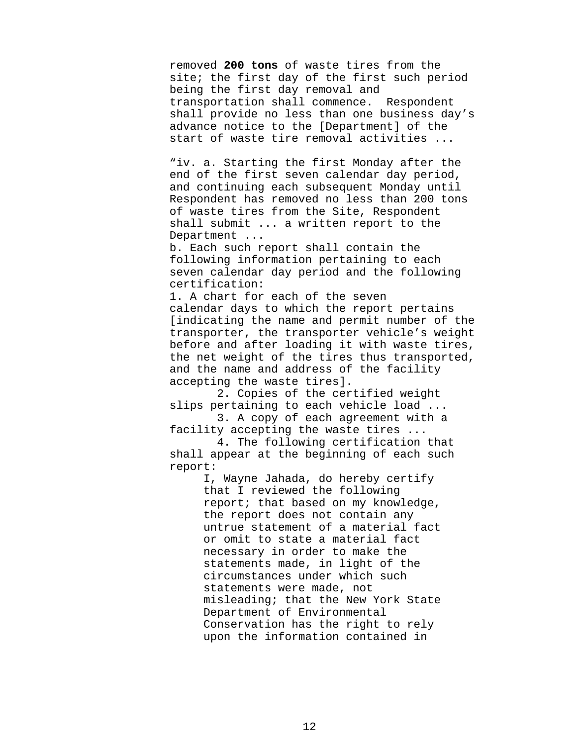removed **200 tons** of waste tires from the site; the first day of the first such period being the first day removal and transportation shall commence. Respondent shall provide no less than one business day's advance notice to the [Department] of the start of waste tire removal activities ...

"iv. a. Starting the first Monday after the end of the first seven calendar day period, and continuing each subsequent Monday until Respondent has removed no less than 200 tons of waste tires from the Site, Respondent shall submit ... a written report to the Department ...

b. Each such report shall contain the following information pertaining to each seven calendar day period and the following certification:

1. A chart for each of the seven calendar days to which the report pertains [indicating the name and permit number of the transporter, the transporter vehicle's weight before and after loading it with waste tires, the net weight of the tires thus transported, and the name and address of the facility accepting the waste tires].

2. Copies of the certified weight slips pertaining to each vehicle load ...

3. A copy of each agreement with a facility accepting the waste tires ...

4. The following certification that shall appear at the beginning of each such report:

> I, Wayne Jahada, do hereby certify that I reviewed the following report; that based on my knowledge, the report does not contain any untrue statement of a material fact or omit to state a material fact necessary in order to make the statements made, in light of the circumstances under which such statements were made, not misleading; that the New York State Department of Environmental Conservation has the right to rely upon the information contained in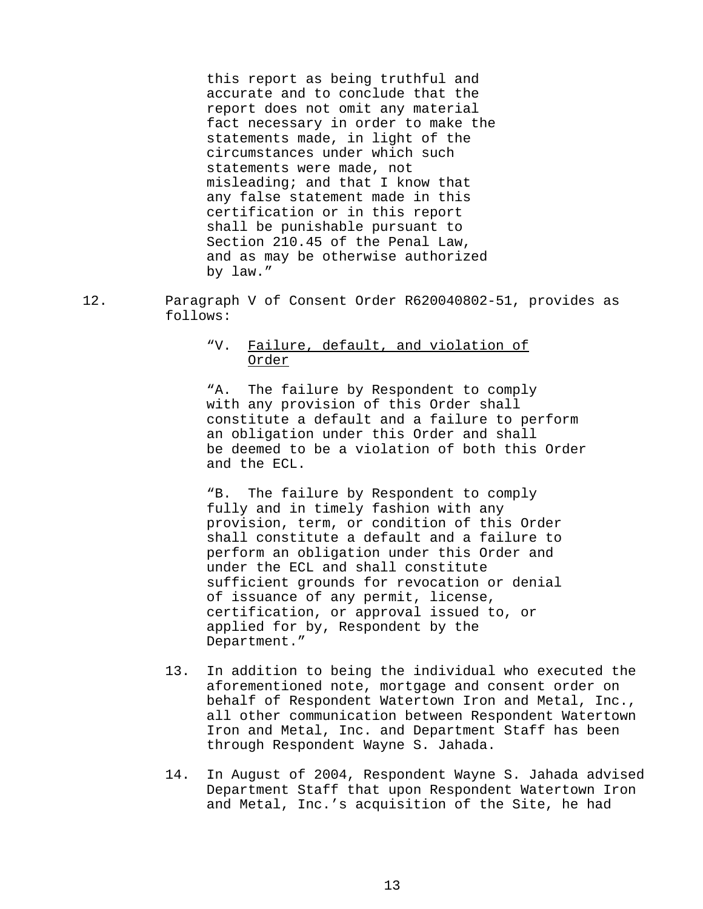this report as being truthful and accurate and to conclude that the report does not omit any material fact necessary in order to make the statements made, in light of the circumstances under which such statements were made, not misleading; and that I know that any false statement made in this certification or in this report shall be punishable pursuant to Section 210.45 of the Penal Law, and as may be otherwise authorized by law."

12. Paragraph V of Consent Order R620040802-51, provides as follows:

> "V. <u>Failure, default, and violation of Order</u>
>
> "A. The failure by Respondent to comply with any provision of this Order shall constitute a default and a failure to perform an obligation under this Order and shall be deemed to be a violation of both this Order and the ECL.
>
> "B. The failure by Respondent to comply fully and in timely fashion with any provision, term, or condition of this Order shall constitute a default and a failure to perform an obligation under this Order and under the ECL and shall constitute sufficient grounds for revocation or denial of issuance of any permit, license, certification, or approval issued to, or applied for by, Respondent by the Department."

13. In addition to being the individual who executed the aforementioned note, mortgage and consent order on behalf of Respondent Watertown Iron and Metal, Inc., all other communication between Respondent Watertown Iron and Metal, Inc. and Department Staff has been through Respondent Wayne S. Jahada.

14. In August of 2004, Respondent Wayne S. Jahada advised Department Staff that upon Respondent Watertown Iron and Metal, Inc.'s acquisition of the Site, he had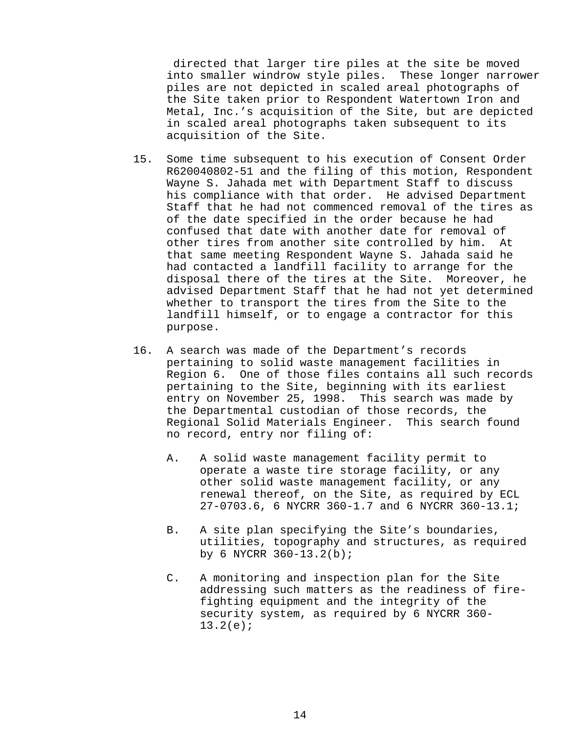directed that larger tire piles at the site be moved into smaller windrow style piles. These longer narrower piles are not depicted in scaled areal photographs of the Site taken prior to Respondent Watertown Iron and Metal, Inc.'s acquisition of the Site, but are depicted in scaled areal photographs taken subsequent to its acquisition of the Site.

15. Some time subsequent to his execution of Consent Order R620040802-51 and the filing of this motion, Respondent Wayne S. Jahada met with Department Staff to discuss his compliance with that order. He advised Department Staff that he had not commenced removal of the tires as of the date specified in the order because he had confused that date with another date for removal of other tires from another site controlled by him. At that same meeting Respondent Wayne S. Jahada said he had contacted a landfill facility to arrange for the disposal there of the tires at the Site. Moreover, he advised Department Staff that he had not yet determined whether to transport the tires from the Site to the landfill himself, or to engage a contractor for this purpose.

16. A search was made of the Department's records pertaining to solid waste management facilities in Region 6. One of those files contains all such records pertaining to the Site, beginning with its earliest entry on November 25, 1998. This search was made by the Departmental custodian of those records, the Regional Solid Materials Engineer. This search found no record, entry nor filing of:

    A. A solid waste management facility permit to operate a waste tire storage facility, or any other solid waste management facility, or any renewal thereof, on the Site, as required by ECL 27-0703.6, 6 NYCRR 360-1.7 and 6 NYCRR 360-13.1;

    B. A site plan specifying the Site's boundaries, utilities, topography and structures, as required by 6 NYCRR 360-13.2(b);

    C. A monitoring and inspection plan for the Site addressing such matters as the readiness of fire-fighting equipment and the integrity of the security system, as required by 6 NYCRR 360-13.2(e);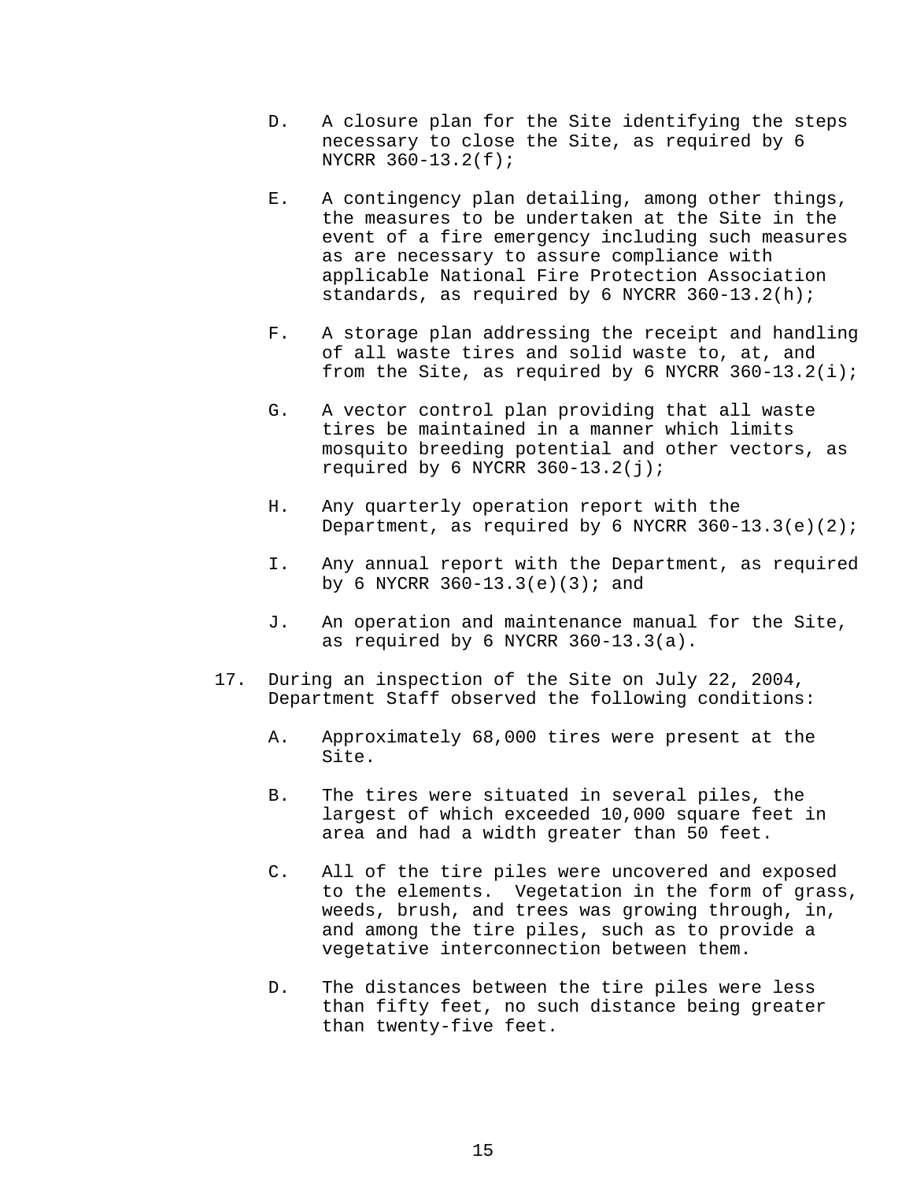D. A closure plan for the Site identifying the steps necessary to close the Site, as required by 6 NYCRR 360-13.2(f);

E. A contingency plan detailing, among other things, the measures to be undertaken at the Site in the event of a fire emergency including such measures as are necessary to assure compliance with applicable National Fire Protection Association standards, as required by 6 NYCRR 360-13.2(h);

F. A storage plan addressing the receipt and handling of all waste tires and solid waste to, at, and from the Site, as required by 6 NYCRR 360-13.2(i);

G. A vector control plan providing that all waste tires be maintained in a manner which limits mosquito breeding potential and other vectors, as required by 6 NYCRR 360-13.2(j);

H. Any quarterly operation report with the Department, as required by 6 NYCRR 360-13.3(e)(2);

I. Any annual report with the Department, as required by 6 NYCRR 360-13.3(e)(3); and

J. An operation and maintenance manual for the Site, as required by 6 NYCRR 360-13.3(a).

17. During an inspection of the Site on July 22, 2004, Department Staff observed the following conditions:

A. Approximately 68,000 tires were present at the Site.

B. The tires were situated in several piles, the largest of which exceeded 10,000 square feet in area and had a width greater than 50 feet.

C. All of the tire piles were uncovered and exposed to the elements. Vegetation in the form of grass, weeds, brush, and trees was growing through, in, and among the tire piles, such as to provide a vegetative interconnection between them.

D. The distances between the tire piles were less than fifty feet, no such distance being greater than twenty-five feet.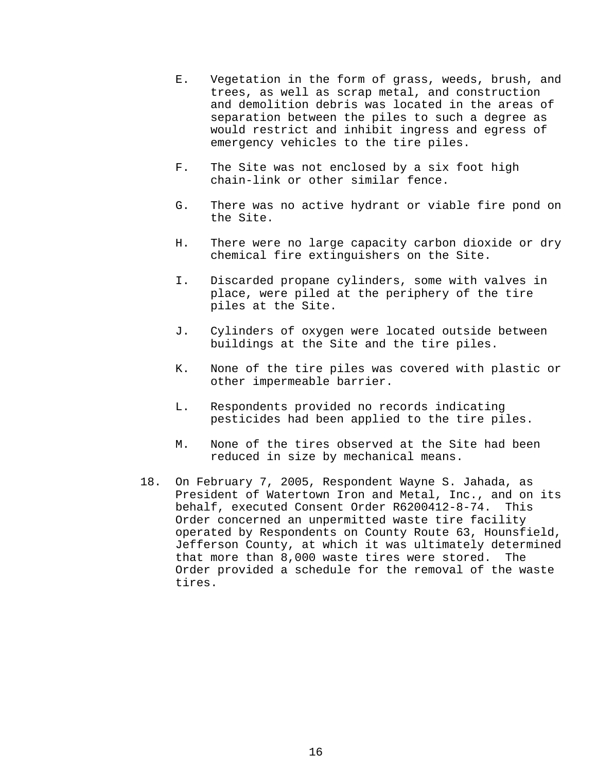E. Vegetation in the form of grass, weeds, brush, and trees, as well as scrap metal, and construction and demolition debris was located in the areas of separation between the piles to such a degree as would restrict and inhibit ingress and egress of emergency vehicles to the tire piles.

F. The Site was not enclosed by a six foot high chain-link or other similar fence.

G. There was no active hydrant or viable fire pond on the Site.

H. There were no large capacity carbon dioxide or dry chemical fire extinguishers on the Site.

I. Discarded propane cylinders, some with valves in place, were piled at the periphery of the tire piles at the Site.

J. Cylinders of oxygen were located outside between buildings at the Site and the tire piles.

K. None of the tire piles was covered with plastic or other impermeable barrier.

L. Respondents provided no records indicating pesticides had been applied to the tire piles.

M. None of the tires observed at the Site had been reduced in size by mechanical means.

18. On February 7, 2005, Respondent Wayne S. Jahada, as President of Watertown Iron and Metal, Inc., and on its behalf, executed Consent Order R6200412-8-74. This Order concerned an unpermitted waste tire facility operated by Respondents on County Route 63, Hounsfield, Jefferson County, at which it was ultimately determined that more than 8,000 waste tires were stored. The Order provided a schedule for the removal of the waste tires.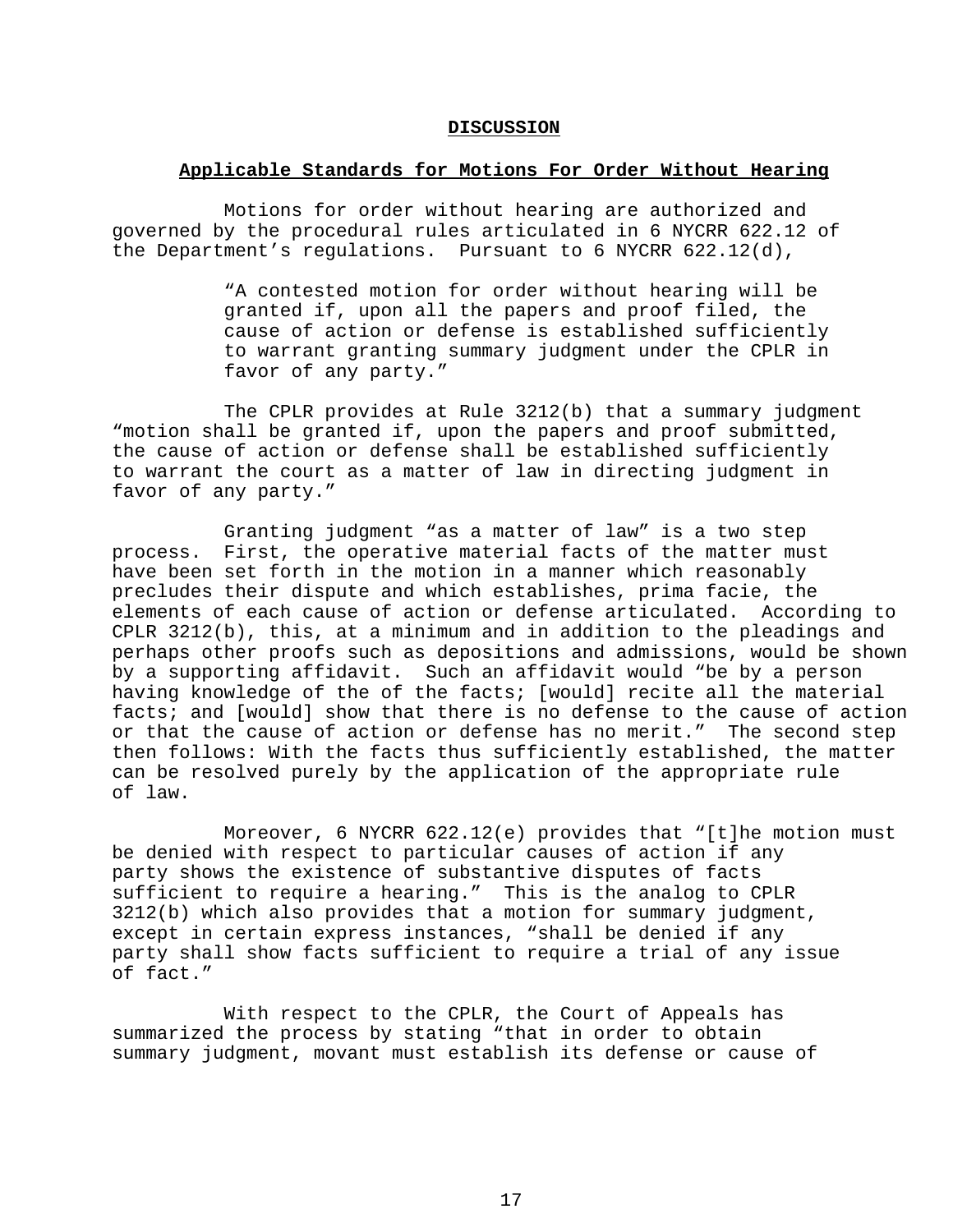## DISCUSSION

### Applicable Standards for Motions For Order Without Hearing

Motions for order without hearing are authorized and governed by the procedural rules articulated in 6 NYCRR 622.12 of the Department's regulations. Pursuant to 6 NYCRR 622.12(d),

> "A contested motion for order without hearing will be granted if, upon all the papers and proof filed, the cause of action or defense is established sufficiently to warrant granting summary judgment under the CPLR in favor of any party."

The CPLR provides at Rule 3212(b) that a summary judgment "motion shall be granted if, upon the papers and proof submitted, the cause of action or defense shall be established sufficiently to warrant the court as a matter of law in directing judgment in favor of any party."

Granting judgment "as a matter of law" is a two step process. First, the operative material facts of the matter must have been set forth in the motion in a manner which reasonably precludes their dispute and which establishes, prima facie, the elements of each cause of action or defense articulated. According to CPLR 3212(b), this, at a minimum and in addition to the pleadings and perhaps other proofs such as depositions and admissions, would be shown by a supporting affidavit. Such an affidavit would "be by a person having knowledge of the of the facts; [would] recite all the material facts; and [would] show that there is no defense to the cause of action or that the cause of action or defense has no merit." The second step then follows: With the facts thus sufficiently established, the matter can be resolved purely by the application of the appropriate rule of law.

Moreover, 6 NYCRR 622.12(e) provides that "[t]he motion must be denied with respect to particular causes of action if any party shows the existence of substantive disputes of facts sufficient to require a hearing." This is the analog to CPLR 3212(b) which also provides that a motion for summary judgment, except in certain express instances, "shall be denied if any party shall show facts sufficient to require a trial of any issue of fact."

With respect to the CPLR, the Court of Appeals has summarized the process by stating "that in order to obtain summary judgment, movant must establish its defense or cause of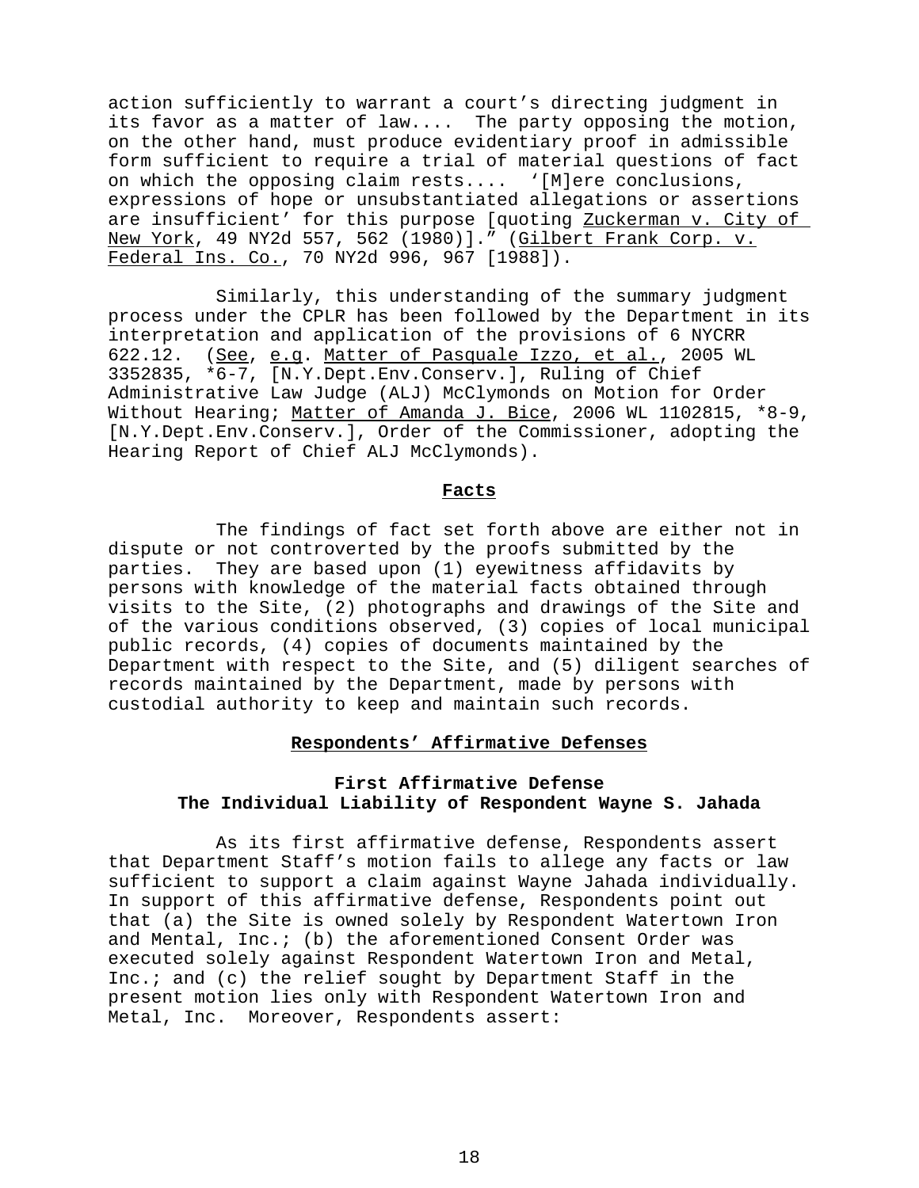action sufficiently to warrant a court's directing judgment in its favor as a matter of law.... The party opposing the motion, on the other hand, must produce evidentiary proof in admissible form sufficient to require a trial of material questions of fact on which the opposing claim rests.... '[M]ere conclusions, expressions of hope or unsubstantiated allegations or assertions are insufficient' for this purpose [quoting Zuckerman v. City of New York, 49 NY2d 557, 562 (1980)]." (Gilbert Frank Corp. v. Federal Ins. Co., 70 NY2d 996, 967 [1988]).

Similarly, this understanding of the summary judgment process under the CPLR has been followed by the Department in its interpretation and application of the provisions of 6 NYCRR 622.12. (See, e.g. Matter of Pasquale Izzo, et al., 2005 WL 3352835, *6-7, [N.Y.Dept.Env.Conserv.], Ruling of Chief Administrative Law Judge (ALJ) McClymonds on Motion for Order Without Hearing; Matter of Amanda J. Bice, 2006 WL 1102815, *8-9, [N.Y.Dept.Env.Conserv.], Order of the Commissioner, adopting the Hearing Report of Chief ALJ McClymonds).

## Facts

The findings of fact set forth above are either not in dispute or not controverted by the proofs submitted by the parties. They are based upon (1) eyewitness affidavits by persons with knowledge of the material facts obtained through visits to the Site, (2) photographs and drawings of the Site and of the various conditions observed, (3) copies of local municipal public records, (4) copies of documents maintained by the Department with respect to the Site, and (5) diligent searches of records maintained by the Department, made by persons with custodial authority to keep and maintain such records.

## Respondents' Affirmative Defenses

### First Affirmative Defense
### The Individual Liability of Respondent Wayne S. Jahada

As its first affirmative defense, Respondents assert that Department Staff's motion fails to allege any facts or law sufficient to support a claim against Wayne Jahada individually. In support of this affirmative defense, Respondents point out that (a) the Site is owned solely by Respondent Watertown Iron and Mental, Inc.; (b) the aforementioned Consent Order was executed solely against Respondent Watertown Iron and Metal, Inc.; and (c) the relief sought by Department Staff in the present motion lies only with Respondent Watertown Iron and Metal, Inc. Moreover, Respondents assert: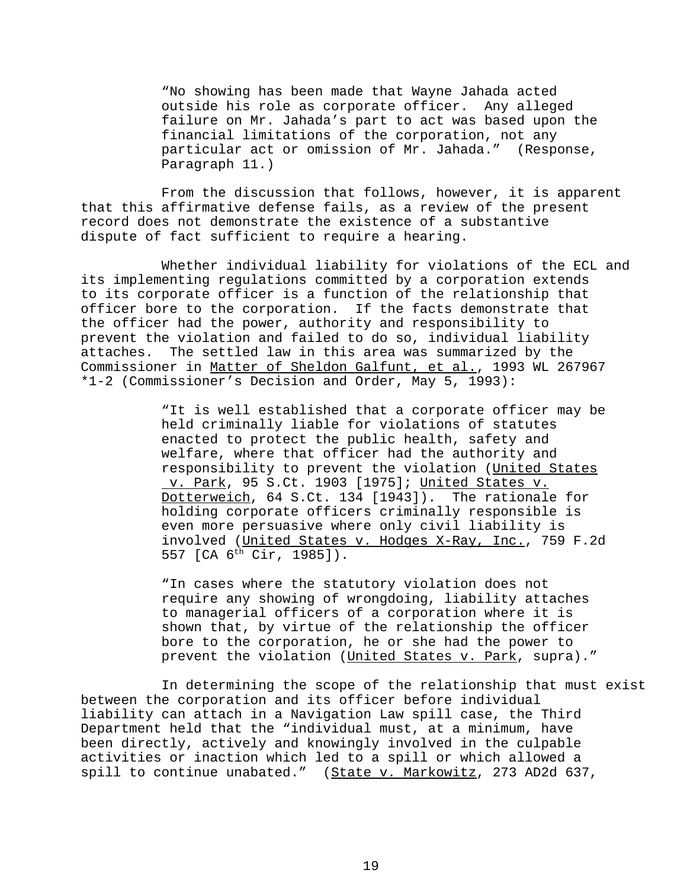> "No showing has been made that Wayne Jahada acted outside his role as corporate officer. Any alleged failure on Mr. Jahada's part to act was based upon the financial limitations of the corporation, not any particular act or omission of Mr. Jahada." (Response, Paragraph 11.)

From the discussion that follows, however, it is apparent that this affirmative defense fails, as a review of the present record does not demonstrate the existence of a substantive dispute of fact sufficient to require a hearing.

Whether individual liability for violations of the ECL and its implementing regulations committed by a corporation extends to its corporate officer is a function of the relationship that officer bore to the corporation. If the facts demonstrate that the officer had the power, authority and responsibility to prevent the violation and failed to do so, individual liability attaches. The settled law in this area was summarized by the Commissioner in Matter of Sheldon Galfunt, et al., 1993 WL 267967 *1-2 (Commissioner's Decision and Order, May 5, 1993):

> "It is well established that a corporate officer may be held criminally liable for violations of statutes enacted to protect the public health, safety and welfare, where that officer had the authority and responsibility to prevent the violation (United States v. Park, 95 S.Ct. 1903 [1975]; United States v. Dotterweich, 64 S.Ct. 134 [1943]). The rationale for holding corporate officers criminally responsible is even more persuasive where only civil liability is involved (United States v. Hodges X-Ray, Inc., 759 F.2d 557 [CA 6th Cir, 1985]).
>
> "In cases where the statutory violation does not require any showing of wrongdoing, liability attaches to managerial officers of a corporation where it is shown that, by virtue of the relationship the officer bore to the corporation, he or she had the power to prevent the violation (United States v. Park, supra)."

In determining the scope of the relationship that must exist between the corporation and its officer before individual liability can attach in a Navigation Law spill case, the Third Department held that the "individual must, at a minimum, have been directly, actively and knowingly involved in the culpable activities or inaction which led to a spill or which allowed a spill to continue unabated." (State v. Markowitz, 273 AD2d 637,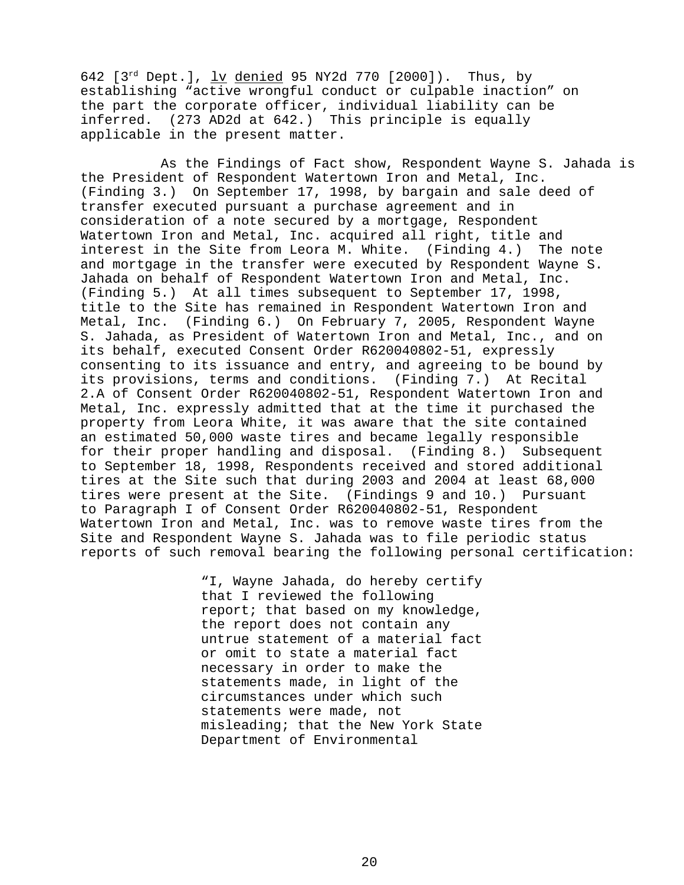642 [3rd Dept.], _lv denied_ 95 NY2d 770 [2000]). Thus, by establishing "active wrongful conduct or culpable inaction" on the part the corporate officer, individual liability can be inferred. (273 AD2d at 642.) This principle is equally applicable in the present matter.

As the Findings of Fact show, Respondent Wayne S. Jahada is the President of Respondent Watertown Iron and Metal, Inc. (Finding 3.) On September 17, 1998, by bargain and sale deed of transfer executed pursuant a purchase agreement and in consideration of a note secured by a mortgage, Respondent Watertown Iron and Metal, Inc. acquired all right, title and interest in the Site from Leora M. White. (Finding 4.) The note and mortgage in the transfer were executed by Respondent Wayne S. Jahada on behalf of Respondent Watertown Iron and Metal, Inc. (Finding 5.) At all times subsequent to September 17, 1998, title to the Site has remained in Respondent Watertown Iron and Metal, Inc. (Finding 6.) On February 7, 2005, Respondent Wayne S. Jahada, as President of Watertown Iron and Metal, Inc., and on its behalf, executed Consent Order R620040802-51, expressly consenting to its issuance and entry, and agreeing to be bound by its provisions, terms and conditions. (Finding 7.) At Recital 2.A of Consent Order R620040802-51, Respondent Watertown Iron and Metal, Inc. expressly admitted that at the time it purchased the property from Leora White, it was aware that the site contained an estimated 50,000 waste tires and became legally responsible for their proper handling and disposal. (Finding 8.) Subsequent to September 18, 1998, Respondents received and stored additional tires at the Site such that during 2003 and 2004 at least 68,000 tires were present at the Site. (Findings 9 and 10.) Pursuant to Paragraph I of Consent Order R620040802-51, Respondent Watertown Iron and Metal, Inc. was to remove waste tires from the Site and Respondent Wayne S. Jahada was to file periodic status reports of such removal bearing the following personal certification:

> "I, Wayne Jahada, do hereby certify that I reviewed the following report; that based on my knowledge, the report does not contain any untrue statement of a material fact or omit to state a material fact necessary in order to make the statements made, in light of the circumstances under which such statements were made, not misleading; that the New York State Department of Environmental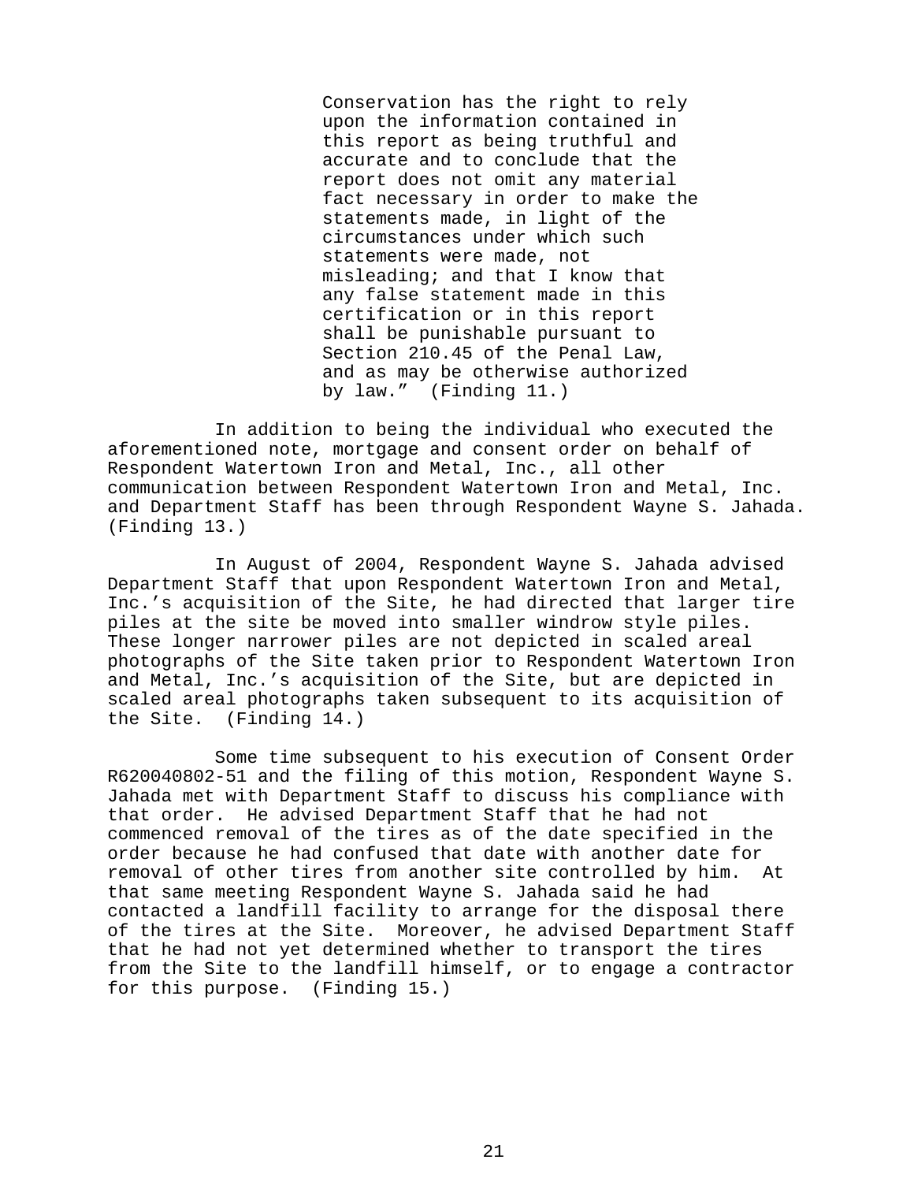> Conservation has the right to rely upon the information contained in this report as being truthful and accurate and to conclude that the report does not omit any material fact necessary in order to make the statements made, in light of the circumstances under which such statements were made, not misleading; and that I know that any false statement made in this certification or in this report shall be punishable pursuant to Section 210.45 of the Penal Law, and as may be otherwise authorized by law." (Finding 11.)

In addition to being the individual who executed the aforementioned note, mortgage and consent order on behalf of Respondent Watertown Iron and Metal, Inc., all other communication between Respondent Watertown Iron and Metal, Inc. and Department Staff has been through Respondent Wayne S. Jahada. (Finding 13.)

In August of 2004, Respondent Wayne S. Jahada advised Department Staff that upon Respondent Watertown Iron and Metal, Inc.'s acquisition of the Site, he had directed that larger tire piles at the site be moved into smaller windrow style piles. These longer narrower piles are not depicted in scaled areal photographs of the Site taken prior to Respondent Watertown Iron and Metal, Inc.'s acquisition of the Site, but are depicted in scaled areal photographs taken subsequent to its acquisition of the Site. (Finding 14.)

Some time subsequent to his execution of Consent Order R620040802-51 and the filing of this motion, Respondent Wayne S. Jahada met with Department Staff to discuss his compliance with that order. He advised Department Staff that he had not commenced removal of the tires as of the date specified in the order because he had confused that date with another date for removal of other tires from another site controlled by him. At that same meeting Respondent Wayne S. Jahada said he had contacted a landfill facility to arrange for the disposal there of the tires at the Site. Moreover, he advised Department Staff that he had not yet determined whether to transport the tires from the Site to the landfill himself, or to engage a contractor for this purpose. (Finding 15.)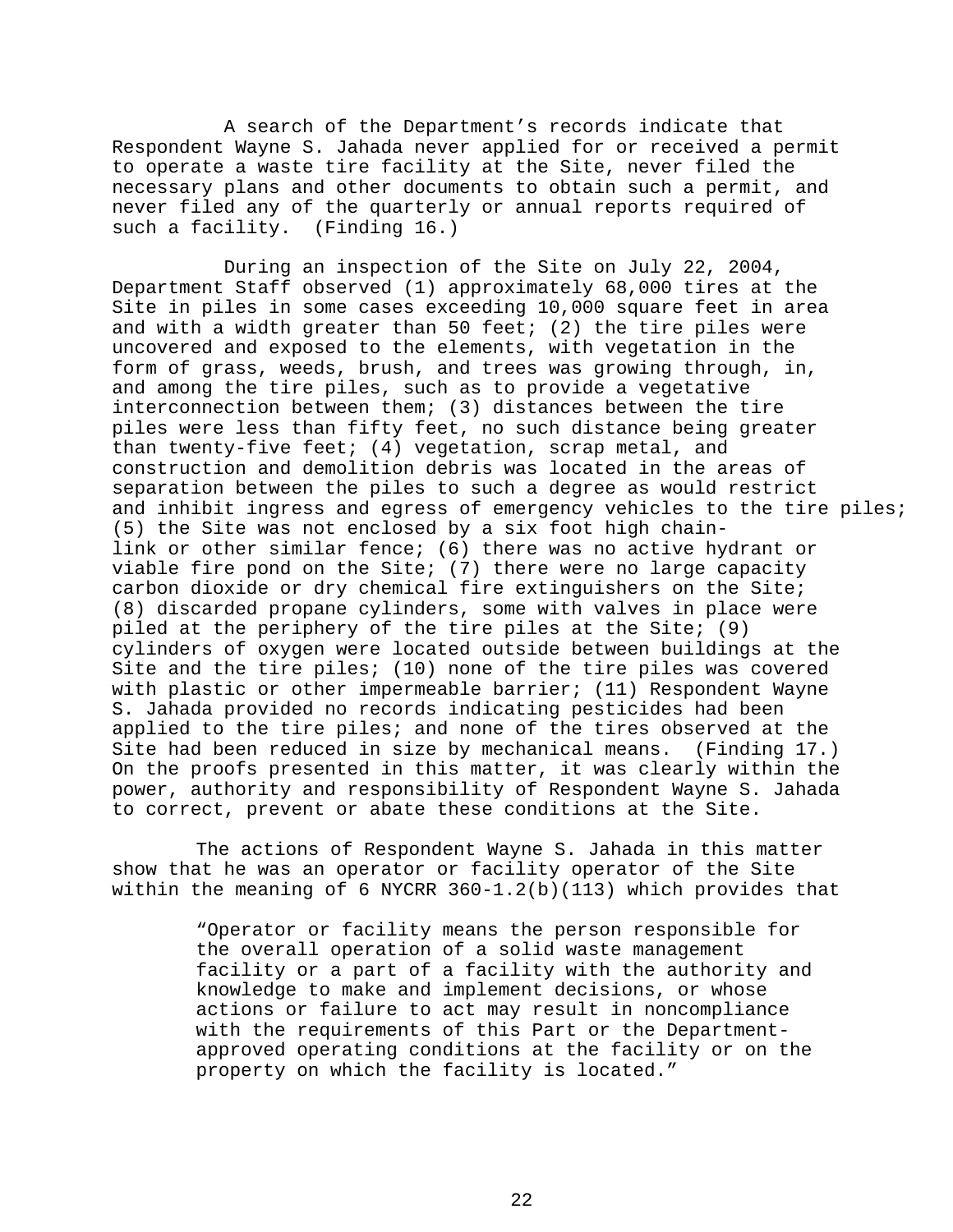A search of the Department's records indicate that Respondent Wayne S. Jahada never applied for or received a permit to operate a waste tire facility at the Site, never filed the necessary plans and other documents to obtain such a permit, and never filed any of the quarterly or annual reports required of such a facility. (Finding 16.)

During an inspection of the Site on July 22, 2004, Department Staff observed (1) approximately 68,000 tires at the Site in piles in some cases exceeding 10,000 square feet in area and with a width greater than 50 feet; (2) the tire piles were uncovered and exposed to the elements, with vegetation in the form of grass, weeds, brush, and trees was growing through, in, and among the tire piles, such as to provide a vegetative interconnection between them; (3) distances between the tire piles were less than fifty feet, no such distance being greater than twenty-five feet; (4) vegetation, scrap metal, and construction and demolition debris was located in the areas of separation between the piles to such a degree as would restrict and inhibit ingress and egress of emergency vehicles to the tire piles; (5) the Site was not enclosed by a six foot high chain-link or other similar fence; (6) there was no active hydrant or viable fire pond on the Site; (7) there were no large capacity carbon dioxide or dry chemical fire extinguishers on the Site; (8) discarded propane cylinders, some with valves in place were piled at the periphery of the tire piles at the Site; (9) cylinders of oxygen were located outside between buildings at the Site and the tire piles; (10) none of the tire piles was covered with plastic or other impermeable barrier; (11) Respondent Wayne S. Jahada provided no records indicating pesticides had been applied to the tire piles; and none of the tires observed at the Site had been reduced in size by mechanical means. (Finding 17.) On the proofs presented in this matter, it was clearly within the power, authority and responsibility of Respondent Wayne S. Jahada to correct, prevent or abate these conditions at the Site.

The actions of Respondent Wayne S. Jahada in this matter show that he was an operator or facility operator of the Site within the meaning of 6 NYCRR 360-1.2(b)(113) which provides that

> "Operator or facility means the person responsible for the overall operation of a solid waste management facility or a part of a facility with the authority and knowledge to make and implement decisions, or whose actions or failure to act may result in noncompliance with the requirements of this Part or the Department-approved operating conditions at the facility or on the property on which the facility is located."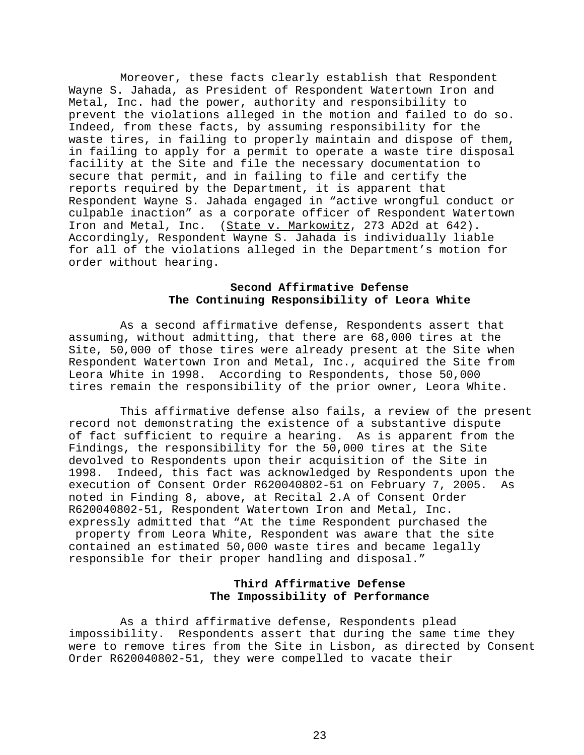Moreover, these facts clearly establish that Respondent Wayne S. Jahada, as President of Respondent Watertown Iron and Metal, Inc. had the power, authority and responsibility to prevent the violations alleged in the motion and failed to do so. Indeed, from these facts, by assuming responsibility for the waste tires, in failing to properly maintain and dispose of them, in failing to apply for a permit to operate a waste tire disposal facility at the Site and file the necessary documentation to secure that permit, and in failing to file and certify the reports required by the Department, it is apparent that Respondent Wayne S. Jahada engaged in "active wrongful conduct or culpable inaction" as a corporate officer of Respondent Watertown Iron and Metal, Inc. (State v. Markowitz, 273 AD2d at 642). Accordingly, Respondent Wayne S. Jahada is individually liable for all of the violations alleged in the Department's motion for order without hearing.

**Second Affirmative Defense**
**The Continuing Responsibility of Leora White**

As a second affirmative defense, Respondents assert that assuming, without admitting, that there are 68,000 tires at the Site, 50,000 of those tires were already present at the Site when Respondent Watertown Iron and Metal, Inc., acquired the Site from Leora White in 1998. According to Respondents, those 50,000 tires remain the responsibility of the prior owner, Leora White.

This affirmative defense also fails, a review of the present record not demonstrating the existence of a substantive dispute of fact sufficient to require a hearing. As is apparent from the Findings, the responsibility for the 50,000 tires at the Site devolved to Respondents upon their acquisition of the Site in 1998. Indeed, this fact was acknowledged by Respondents upon the execution of Consent Order R620040802-51 on February 7, 2005. As noted in Finding 8, above, at Recital 2.A of Consent Order R620040802-51, Respondent Watertown Iron and Metal, Inc. expressly admitted that "At the time Respondent purchased the property from Leora White, Respondent was aware that the site contained an estimated 50,000 waste tires and became legally responsible for their proper handling and disposal."

**Third Affirmative Defense**
**The Impossibility of Performance**

As a third affirmative defense, Respondents plead impossibility. Respondents assert that during the same time they were to remove tires from the Site in Lisbon, as directed by Consent Order R620040802-51, they were compelled to vacate their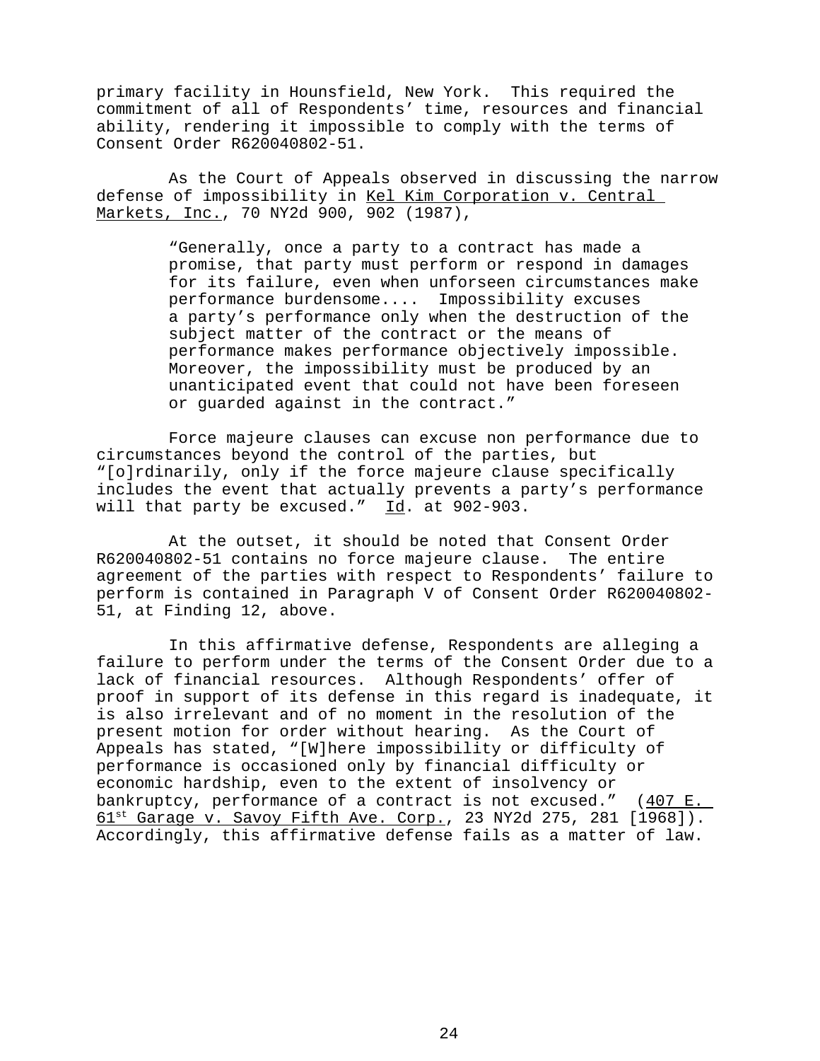primary facility in Hounsfield, New York. This required the commitment of all of Respondents' time, resources and financial ability, rendering it impossible to comply with the terms of Consent Order R620040802-51.

As the Court of Appeals observed in discussing the narrow defense of impossibility in Kel Kim Corporation v. Central Markets, Inc., 70 NY2d 900, 902 (1987),

> "Generally, once a party to a contract has made a promise, that party must perform or respond in damages for its failure, even when unforseen circumstances make performance burdensome.... Impossibility excuses a party's performance only when the destruction of the subject matter of the contract or the means of performance makes performance objectively impossible. Moreover, the impossibility must be produced by an unanticipated event that could not have been foreseen or guarded against in the contract."

Force majeure clauses can excuse non performance due to circumstances beyond the control of the parties, but "[o]rdinarily, only if the force majeure clause specifically includes the event that actually prevents a party's performance will that party be excused." Id. at 902-903.

At the outset, it should be noted that Consent Order R620040802-51 contains no force majeure clause. The entire agreement of the parties with respect to Respondents' failure to perform is contained in Paragraph V of Consent Order R620040802-51, at Finding 12, above.

In this affirmative defense, Respondents are alleging a failure to perform under the terms of the Consent Order due to a lack of financial resources. Although Respondents' offer of proof in support of its defense in this regard is inadequate, it is also irrelevant and of no moment in the resolution of the present motion for order without hearing. As the Court of Appeals has stated, "[W]here impossibility or difficulty of performance is occasioned only by financial difficulty or economic hardship, even to the extent of insolvency or bankruptcy, performance of a contract is not excused." (407 E. 61st Garage v. Savoy Fifth Ave. Corp., 23 NY2d 275, 281 [1968]). Accordingly, this affirmative defense fails as a matter of law.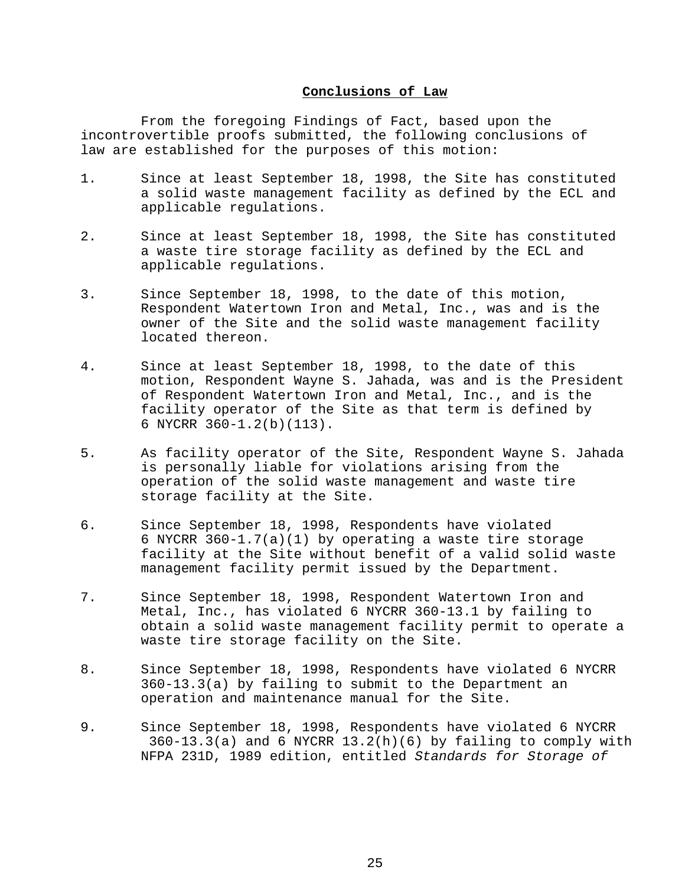**Conclusions of Law**

From the foregoing Findings of Fact, based upon the incontrovertible proofs submitted, the following conclusions of law are established for the purposes of this motion:

1. Since at least September 18, 1998, the Site has constituted a solid waste management facility as defined by the ECL and applicable regulations.

2. Since at least September 18, 1998, the Site has constituted a waste tire storage facility as defined by the ECL and applicable regulations.

3. Since September 18, 1998, to the date of this motion, Respondent Watertown Iron and Metal, Inc., was and is the owner of the Site and the solid waste management facility located thereon.

4. Since at least September 18, 1998, to the date of this motion, Respondent Wayne S. Jahada, was and is the President of Respondent Watertown Iron and Metal, Inc., and is the facility operator of the Site as that term is defined by 6 NYCRR 360-1.2(b)(113).

5. As facility operator of the Site, Respondent Wayne S. Jahada is personally liable for violations arising from the operation of the solid waste management and waste tire storage facility at the Site.

6. Since September 18, 1998, Respondents have violated 6 NYCRR 360-1.7(a)(1) by operating a waste tire storage facility at the Site without benefit of a valid solid waste management facility permit issued by the Department.

7. Since September 18, 1998, Respondent Watertown Iron and Metal, Inc., has violated 6 NYCRR 360-13.1 by failing to obtain a solid waste management facility permit to operate a waste tire storage facility on the Site.

8. Since September 18, 1998, Respondents have violated 6 NYCRR 360-13.3(a) by failing to submit to the Department an operation and maintenance manual for the Site.

9. Since September 18, 1998, Respondents have violated 6 NYCRR 360-13.3(a) and 6 NYCRR 13.2(h)(6) by failing to comply with NFPA 231D, 1989 edition, entitled *Standards for Storage of*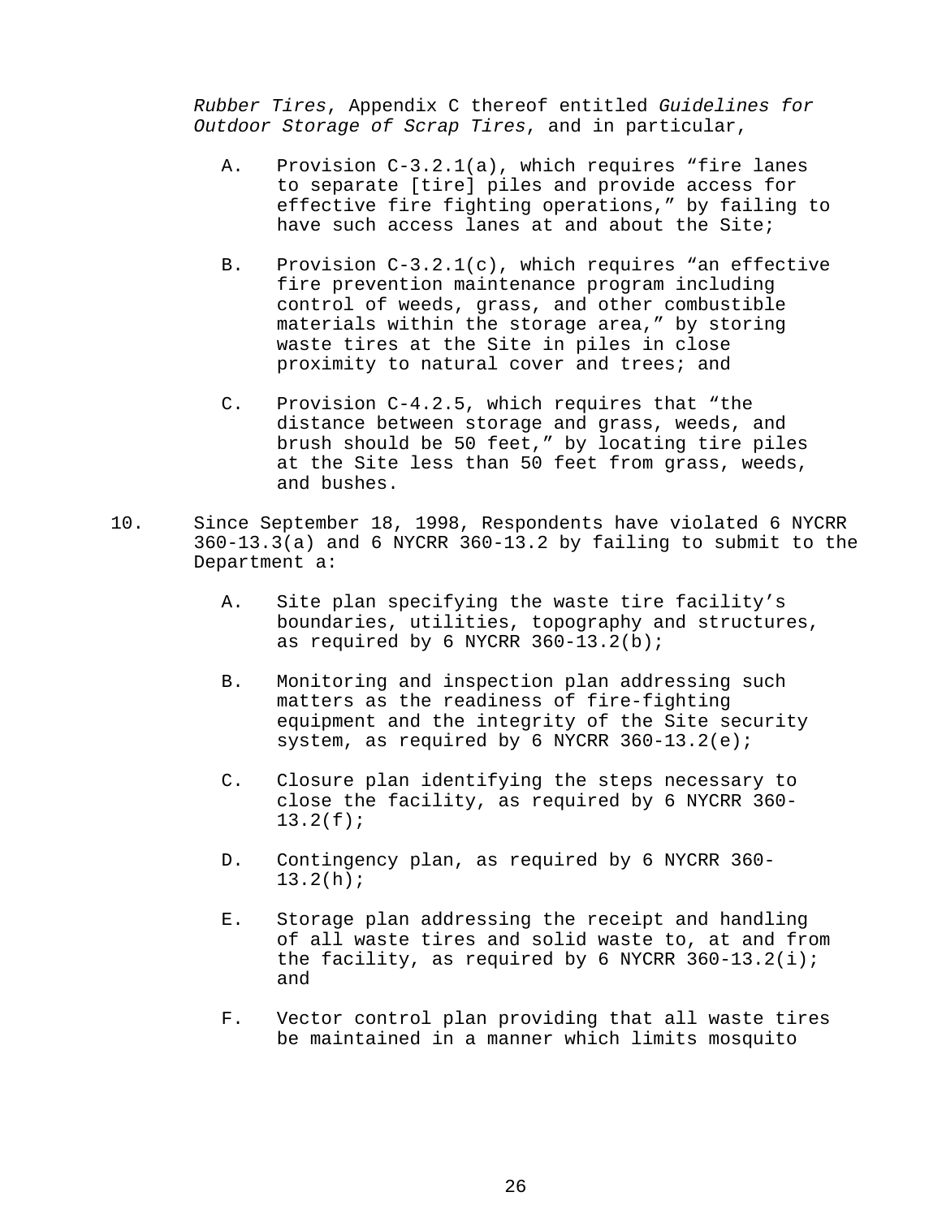*Rubber Tires*, Appendix C thereof entitled *Guidelines for Outdoor Storage of Scrap Tires*, and in particular,

A. Provision C-3.2.1(a), which requires “fire lanes to separate [tire] piles and provide access for effective fire fighting operations,” by failing to have such access lanes at and about the Site;

B. Provision C-3.2.1(c), which requires “an effective fire prevention maintenance program including control of weeds, grass, and other combustible materials within the storage area,” by storing waste tires at the Site in piles in close proximity to natural cover and trees; and

C. Provision C-4.2.5, which requires that “the distance between storage and grass, weeds, and brush should be 50 feet,” by locating tire piles at the Site less than 50 feet from grass, weeds, and bushes.

10. Since September 18, 1998, Respondents have violated 6 NYCRR 360-13.3(a) and 6 NYCRR 360-13.2 by failing to submit to the Department a:

A. Site plan specifying the waste tire facility’s boundaries, utilities, topography and structures, as required by 6 NYCRR 360-13.2(b);

B. Monitoring and inspection plan addressing such matters as the readiness of fire-fighting equipment and the integrity of the Site security system, as required by 6 NYCRR 360-13.2(e);

C. Closure plan identifying the steps necessary to close the facility, as required by 6 NYCRR 360-13.2(f);

D. Contingency plan, as required by 6 NYCRR 360-13.2(h);

E. Storage plan addressing the receipt and handling of all waste tires and solid waste to, at and from the facility, as required by 6 NYCRR 360-13.2(i); and

F. Vector control plan providing that all waste tires be maintained in a manner which limits mosquito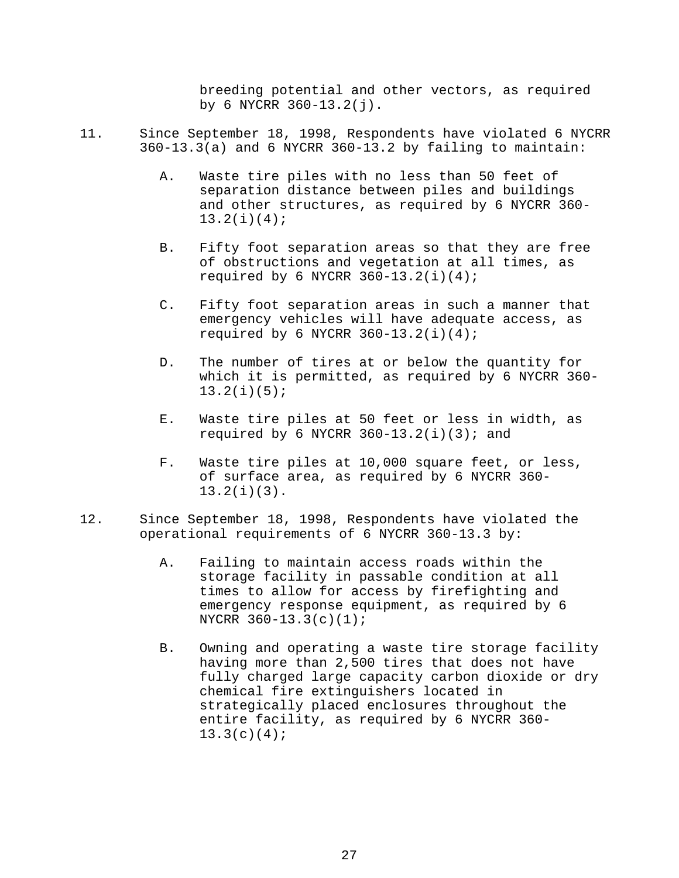breeding potential and other vectors, as required by 6 NYCRR 360-13.2(j).

11. Since September 18, 1998, Respondents have violated 6 NYCRR 360-13.3(a) and 6 NYCRR 360-13.2 by failing to maintain:

    A. Waste tire piles with no less than 50 feet of separation distance between piles and buildings and other structures, as required by 6 NYCRR 360-13.2(i)(4);

    B. Fifty foot separation areas so that they are free of obstructions and vegetation at all times, as required by 6 NYCRR 360-13.2(i)(4);

    C. Fifty foot separation areas in such a manner that emergency vehicles will have adequate access, as required by 6 NYCRR 360-13.2(i)(4);

    D. The number of tires at or below the quantity for which it is permitted, as required by 6 NYCRR 360-13.2(i)(5);

    E. Waste tire piles at 50 feet or less in width, as required by 6 NYCRR 360-13.2(i)(3); and

    F. Waste tire piles at 10,000 square feet, or less, of surface area, as required by 6 NYCRR 360-13.2(i)(3).

12. Since September 18, 1998, Respondents have violated the operational requirements of 6 NYCRR 360-13.3 by:

    A. Failing to maintain access roads within the storage facility in passable condition at all times to allow for access by firefighting and emergency response equipment, as required by 6 NYCRR 360-13.3(c)(1);

    B. Owning and operating a waste tire storage facility having more than 2,500 tires that does not have fully charged large capacity carbon dioxide or dry chemical fire extinguishers located in strategically placed enclosures throughout the entire facility, as required by 6 NYCRR 360-13.3(c)(4);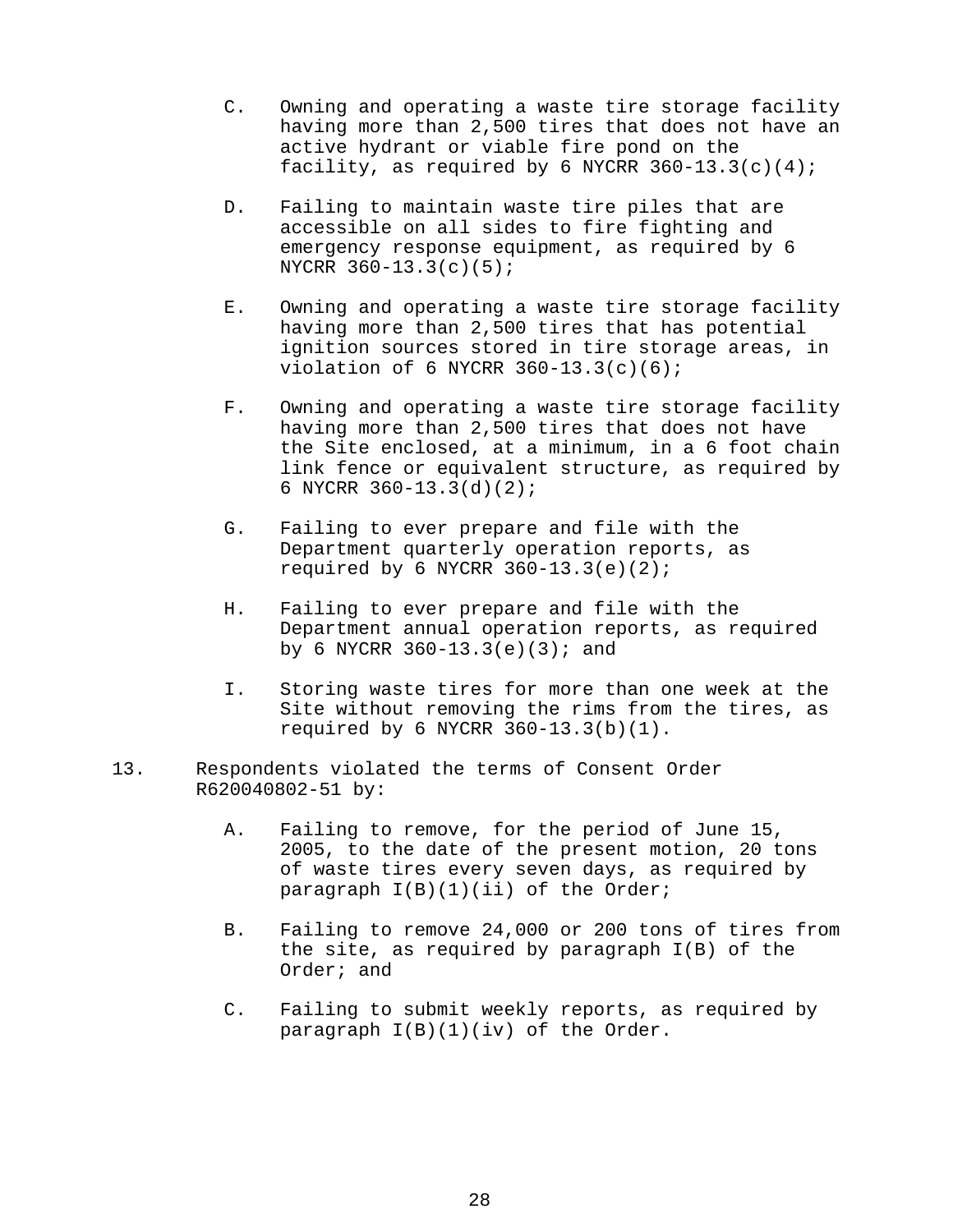C. Owning and operating a waste tire storage facility having more than 2,500 tires that does not have an active hydrant or viable fire pond on the facility, as required by 6 NYCRR 360-13.3(c)(4);

D. Failing to maintain waste tire piles that are accessible on all sides to fire fighting and emergency response equipment, as required by 6 NYCRR 360-13.3(c)(5);

E. Owning and operating a waste tire storage facility having more than 2,500 tires that has potential ignition sources stored in tire storage areas, in violation of 6 NYCRR 360-13.3(c)(6);

F. Owning and operating a waste tire storage facility having more than 2,500 tires that does not have the Site enclosed, at a minimum, in a 6 foot chain link fence or equivalent structure, as required by 6 NYCRR 360-13.3(d)(2);

G. Failing to ever prepare and file with the Department quarterly operation reports, as required by 6 NYCRR 360-13.3(e)(2);

H. Failing to ever prepare and file with the Department annual operation reports, as required by 6 NYCRR 360-13.3(e)(3); and

I. Storing waste tires for more than one week at the Site without removing the rims from the tires, as required by 6 NYCRR 360-13.3(b)(1).

13. Respondents violated the terms of Consent Order R620040802-51 by:

A. Failing to remove, for the period of June 15, 2005, to the date of the present motion, 20 tons of waste tires every seven days, as required by paragraph I(B)(1)(ii) of the Order;

B. Failing to remove 24,000 or 200 tons of tires from the site, as required by paragraph I(B) of the Order; and

C. Failing to submit weekly reports, as required by paragraph I(B)(1)(iv) of the Order.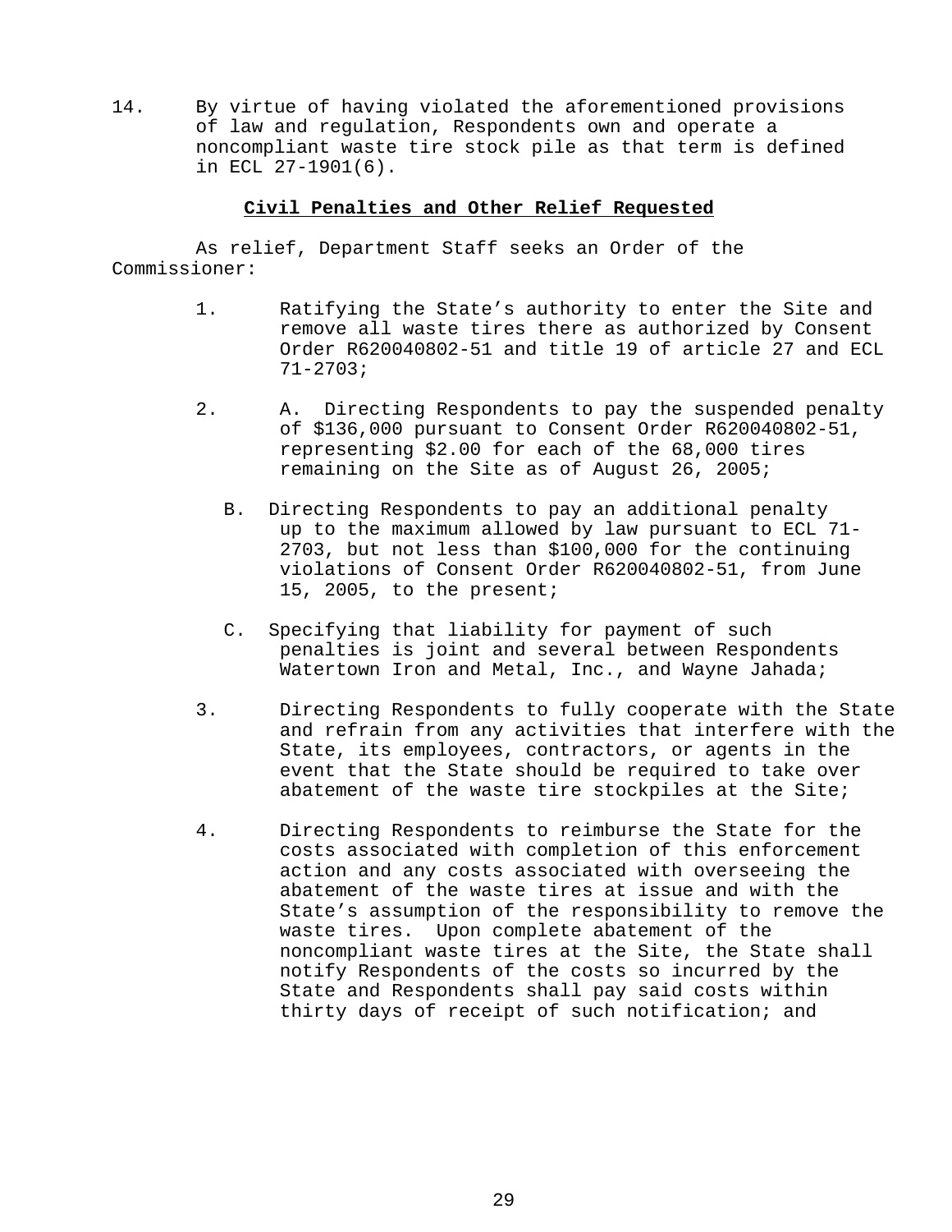14. By virtue of having violated the aforementioned provisions of law and regulation, Respondents own and operate a noncompliant waste tire stock pile as that term is defined in ECL 27-1901(6).

**Civil Penalties and Other Relief Requested**

As relief, Department Staff seeks an Order of the Commissioner:

1. Ratifying the State's authority to enter the Site and remove all waste tires there as authorized by Consent Order R620040802-51 and title 19 of article 27 and ECL 71-2703;

2. A. Directing Respondents to pay the suspended penalty of $136,000 pursuant to Consent Order R620040802-51, representing $2.00 for each of the 68,000 tires remaining on the Site as of August 26, 2005;

   B. Directing Respondents to pay an additional penalty up to the maximum allowed by law pursuant to ECL 71-2703, but not less than $100,000 for the continuing violations of Consent Order R620040802-51, from June 15, 2005, to the present;

   C. Specifying that liability for payment of such penalties is joint and several between Respondents Watertown Iron and Metal, Inc., and Wayne Jahada;

3. Directing Respondents to fully cooperate with the State and refrain from any activities that interfere with the State, its employees, contractors, or agents in the event that the State should be required to take over abatement of the waste tire stockpiles at the Site;

4. Directing Respondents to reimburse the State for the costs associated with completion of this enforcement action and any costs associated with overseeing the abatement of the waste tires at issue and with the State's assumption of the responsibility to remove the waste tires. Upon complete abatement of the noncompliant waste tires at the Site, the State shall notify Respondents of the costs so incurred by the State and Respondents shall pay said costs within thirty days of receipt of such notification; and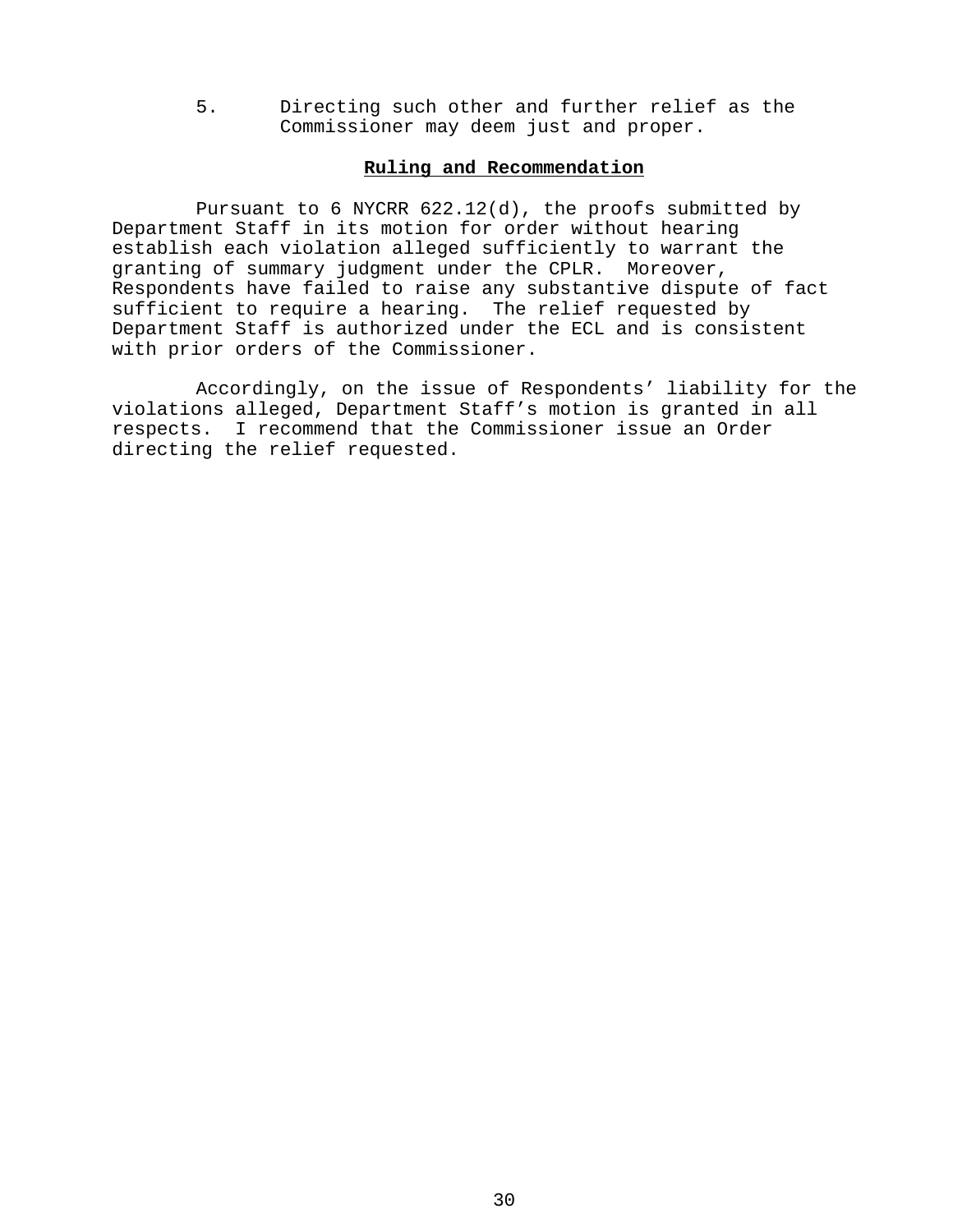5. Directing such other and further relief as the Commissioner may deem just and proper.

## **Ruling and Recommendation**

Pursuant to 6 NYCRR 622.12(d), the proofs submitted by Department Staff in its motion for order without hearing establish each violation alleged sufficiently to warrant the granting of summary judgment under the CPLR. Moreover, Respondents have failed to raise any substantive dispute of fact sufficient to require a hearing. The relief requested by Department Staff is authorized under the ECL and is consistent with prior orders of the Commissioner.

Accordingly, on the issue of Respondents' liability for the violations alleged, Department Staff's motion is granted in all respects. I recommend that the Commissioner issue an Order directing the relief requested.